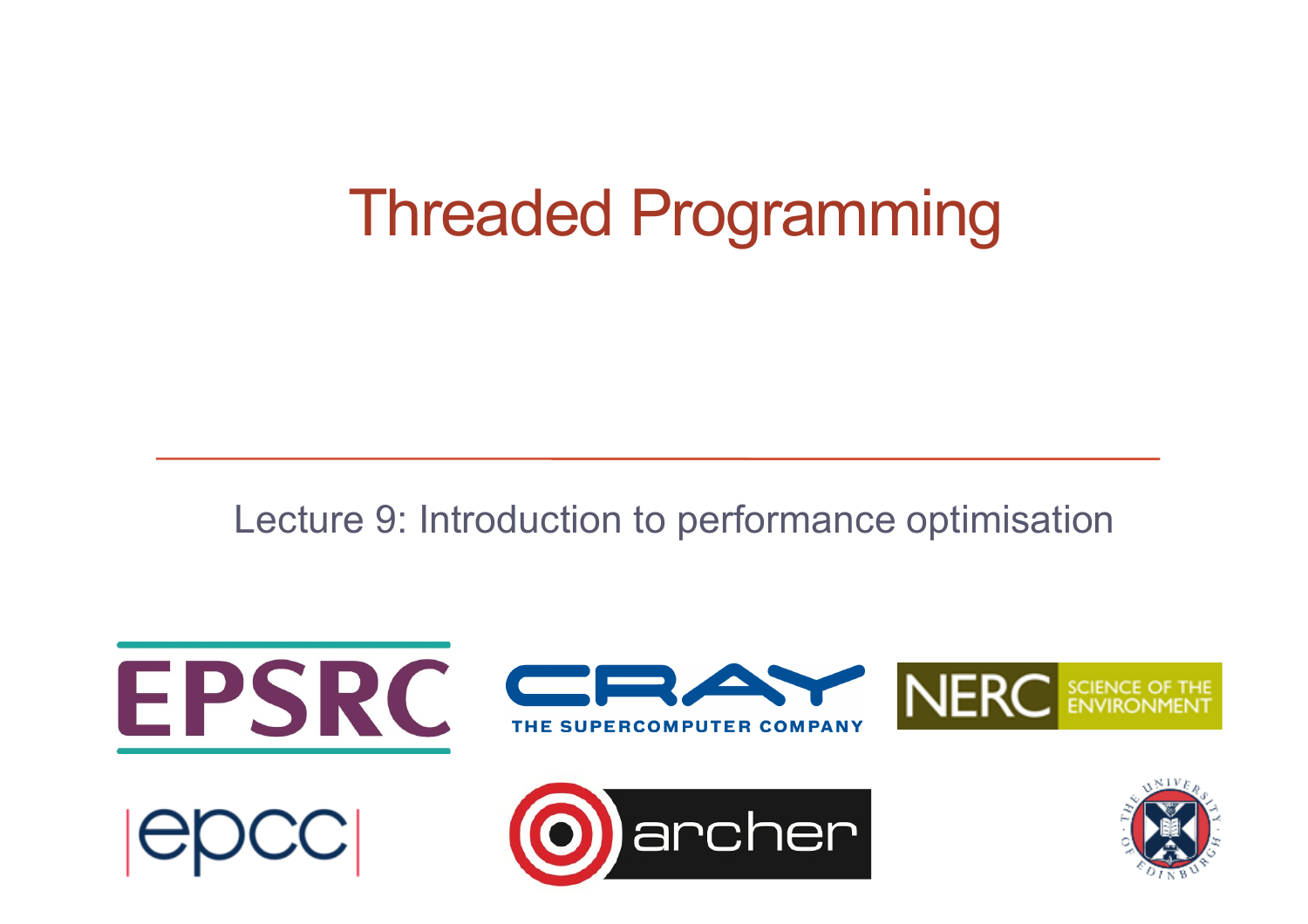# Threaded Programming

Lecture 9: Introduction to performance optimisation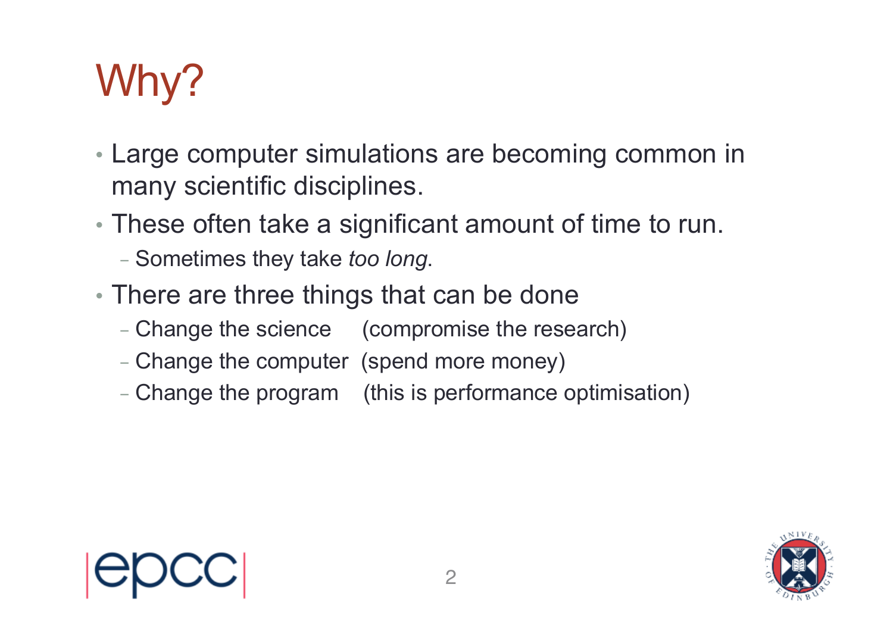# Why?

- Large computer simulations are becoming common in many scientific disciplines.
- These often take a significant amount of time to run.
  - Sometimes they take *too long*.
- There are three things that can be done
  - Change the science (compromise the research)
  - Change the computer (spend more money)
  - Change the program (this is performance optimisation)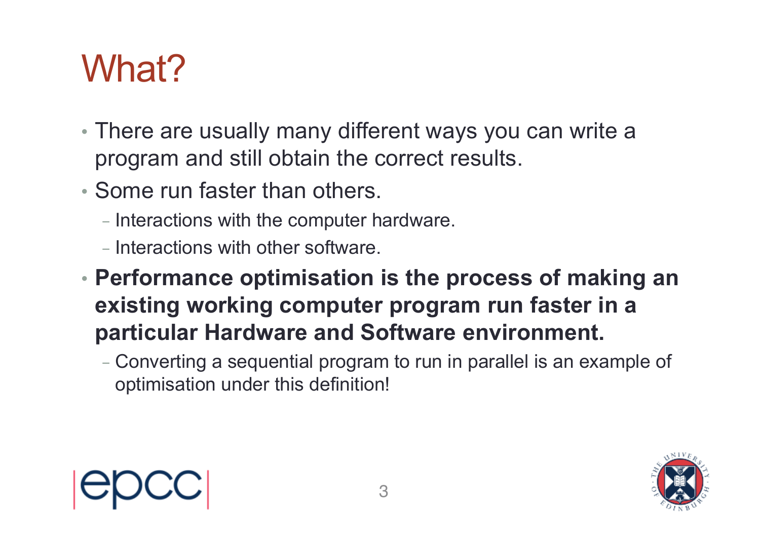# What?

- There are usually many different ways you can write a program and still obtain the correct results.
- Some run faster than others.
  - Interactions with the computer hardware.
  - Interactions with other software.
- **Performance optimisation is the process of making an existing working computer program run faster in a particular Hardware and Software environment.**
  - Converting a sequential program to run in parallel is an example of optimisation under this definition!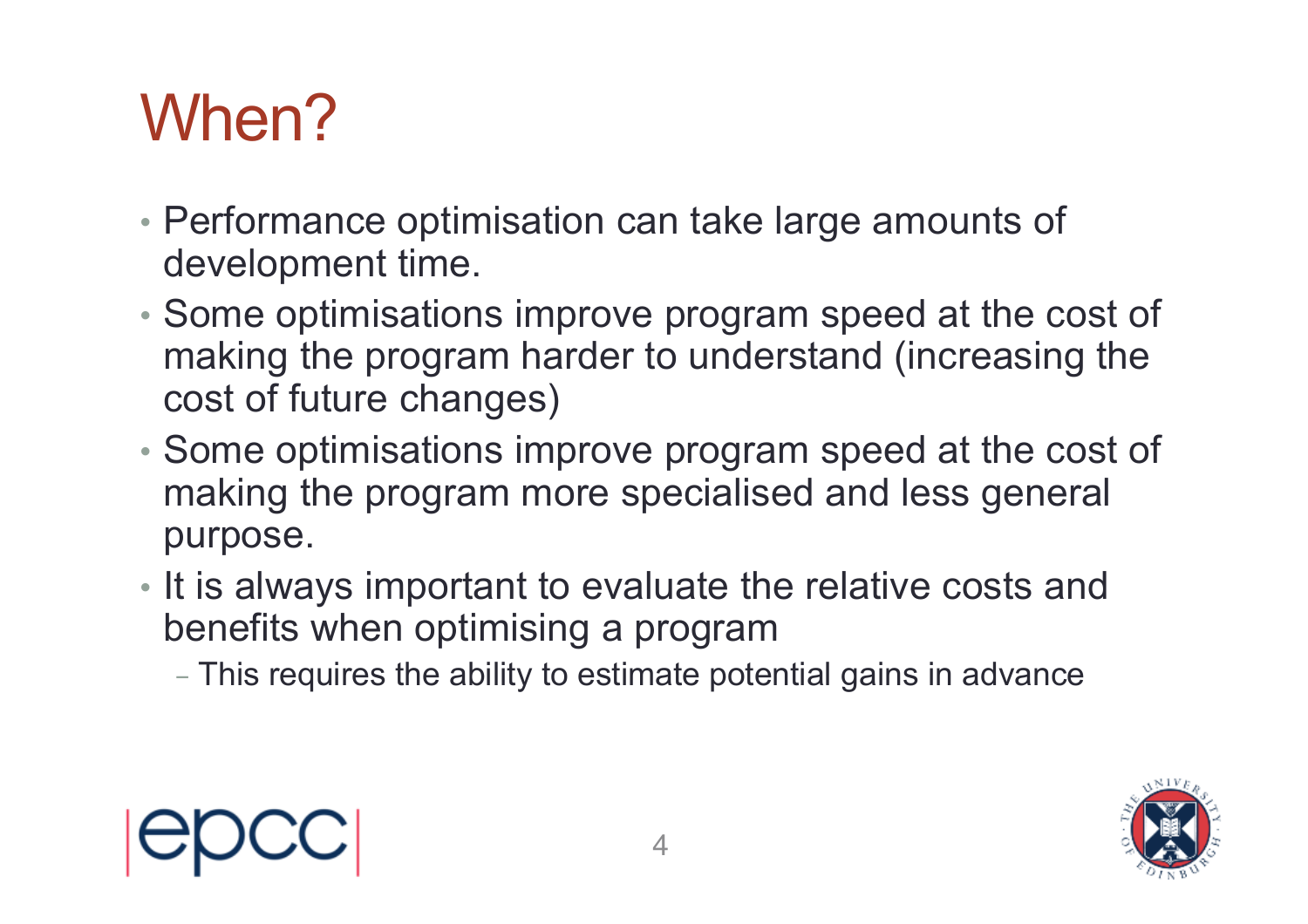# When?

- Performance optimisation can take large amounts of development time.
- Some optimisations improve program speed at the cost of making the program harder to understand (increasing the cost of future changes)
- Some optimisations improve program speed at the cost of making the program more specialised and less general purpose.
- It is always important to evaluate the relative costs and benefits when optimising a program
  - This requires the ability to estimate potential gains in advance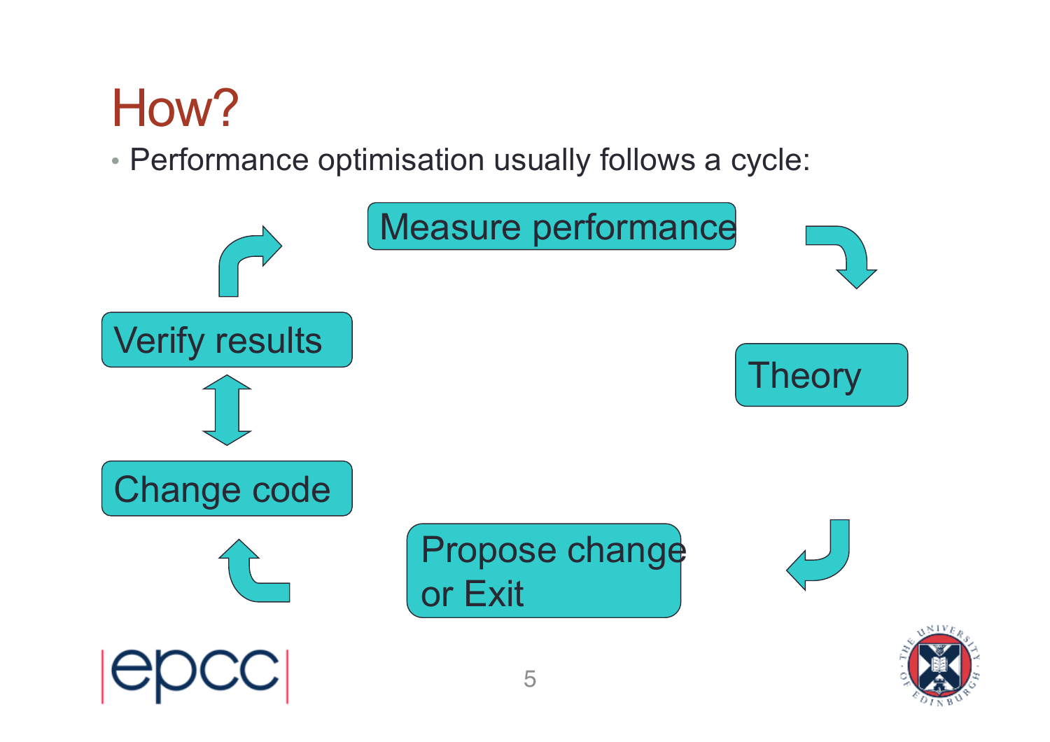# How?

- Performance optimisation usually follows a cycle:

Measure performance → Theory → Propose change or Exit → Change code ↔ Verify results → Measure performance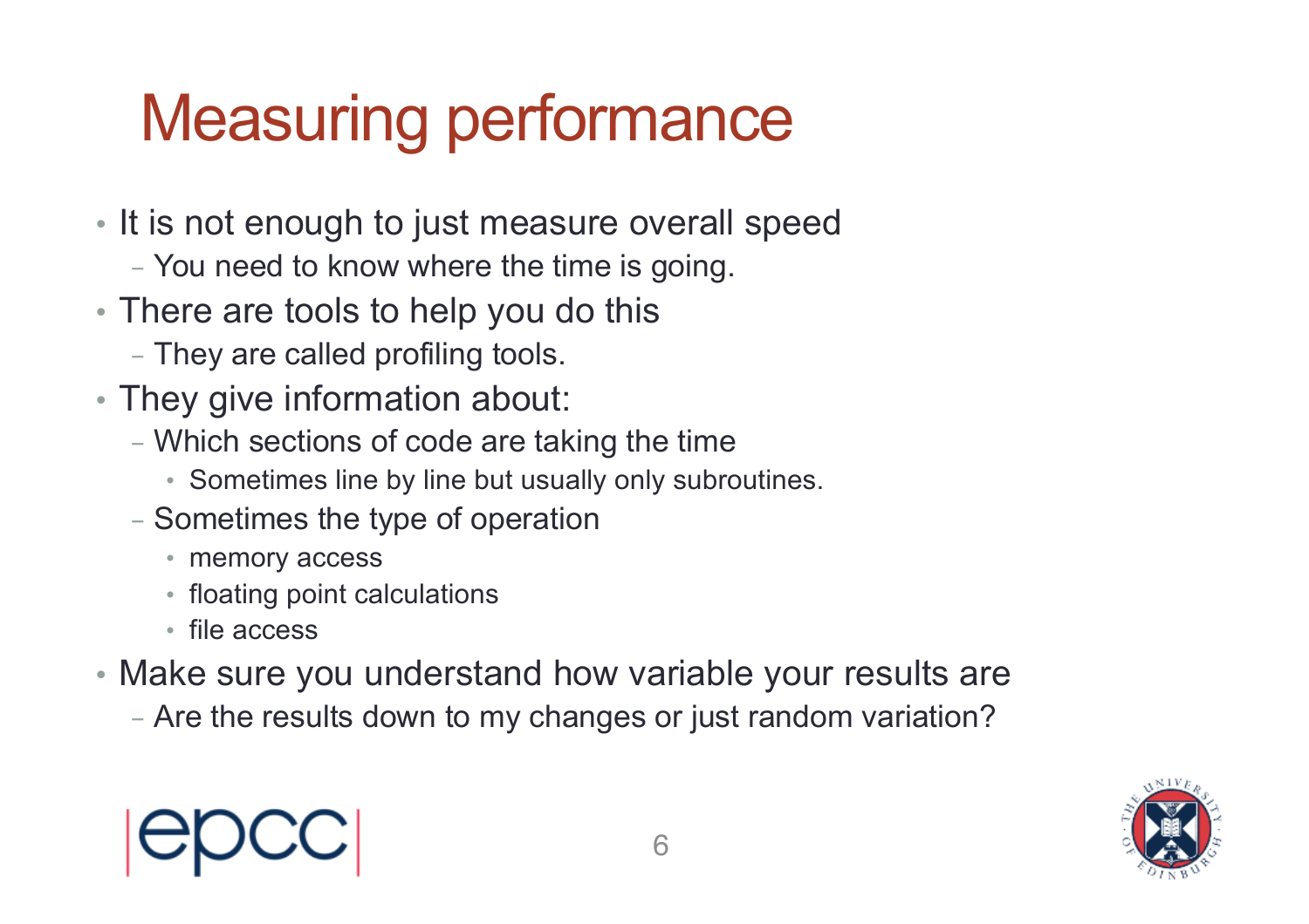# Measuring performance

- It is not enough to just measure overall speed
  - You need to know where the time is going.
- There are tools to help you do this
  - They are called profiling tools.
- They give information about:
  - Which sections of code are taking the time
    - Sometimes line by line but usually only subroutines.
  - Sometimes the type of operation
    - memory access
    - floating point calculations
    - file access
- Make sure you understand how variable your results are
  - Are the results down to my changes or just random variation?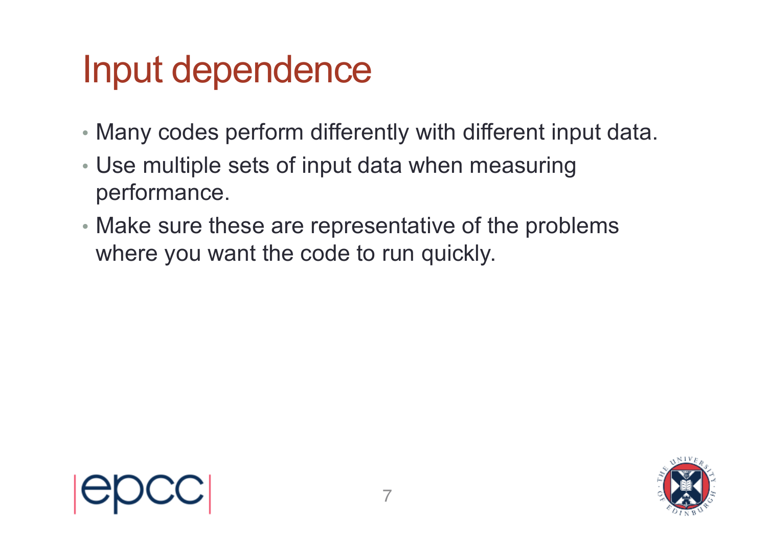# Input dependence

- Many codes perform differently with different input data.
- Use multiple sets of input data when measuring performance.
- Make sure these are representative of the problems where you want the code to run quickly.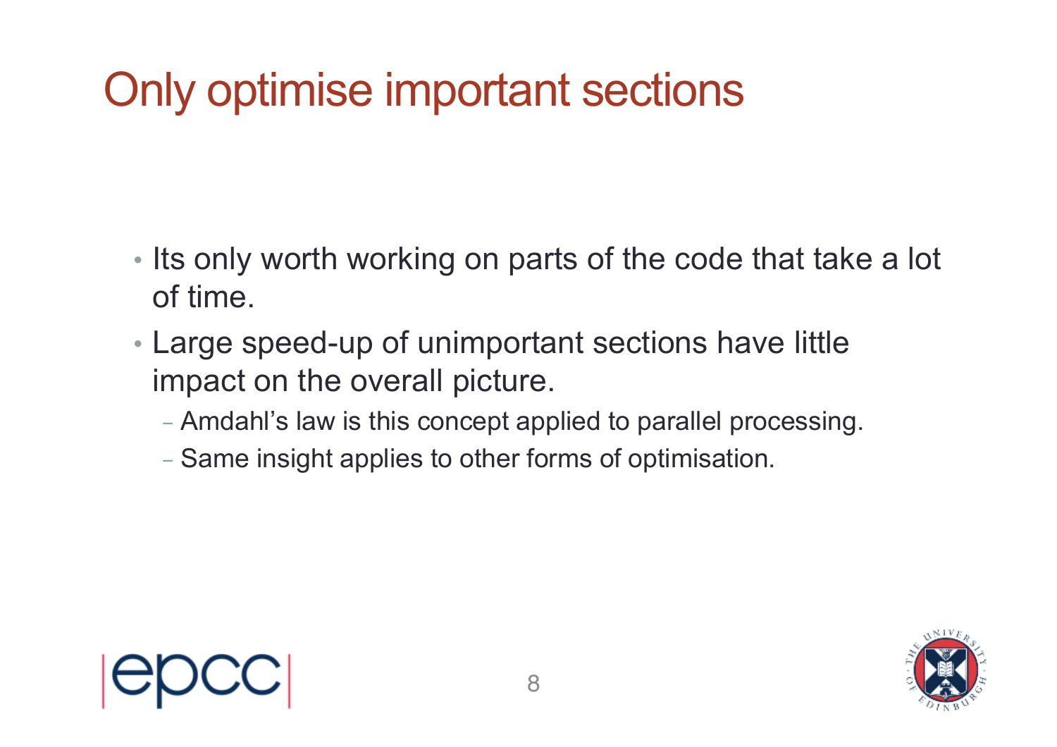# Only optimise important sections

- Its only worth working on parts of the code that take a lot of time.
- Large speed-up of unimportant sections have little impact on the overall picture.
  - Amdahl's law is this concept applied to parallel processing.
  - Same insight applies to other forms of optimisation.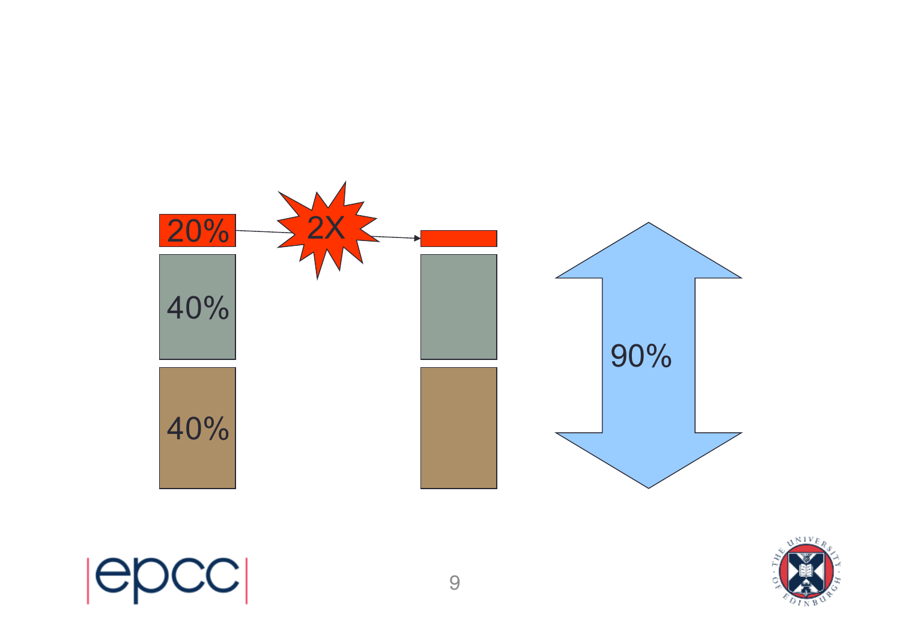20%

2X

40%

40%

90%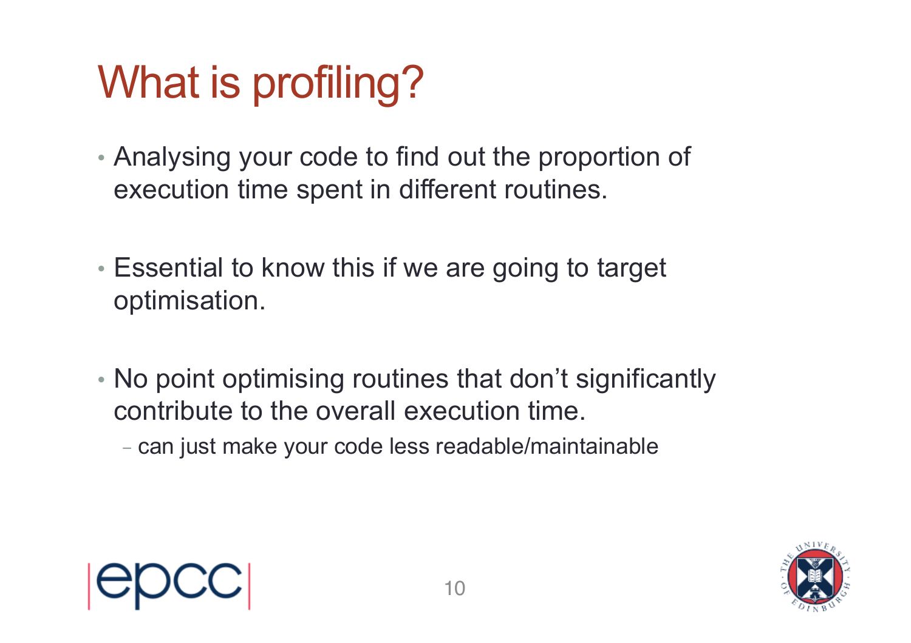# What is profiling?

- Analysing your code to find out the proportion of execution time spent in different routines.

- Essential to know this if we are going to target optimisation.

- No point optimising routines that don't significantly contribute to the overall execution time.
  - can just make your code less readable/maintainable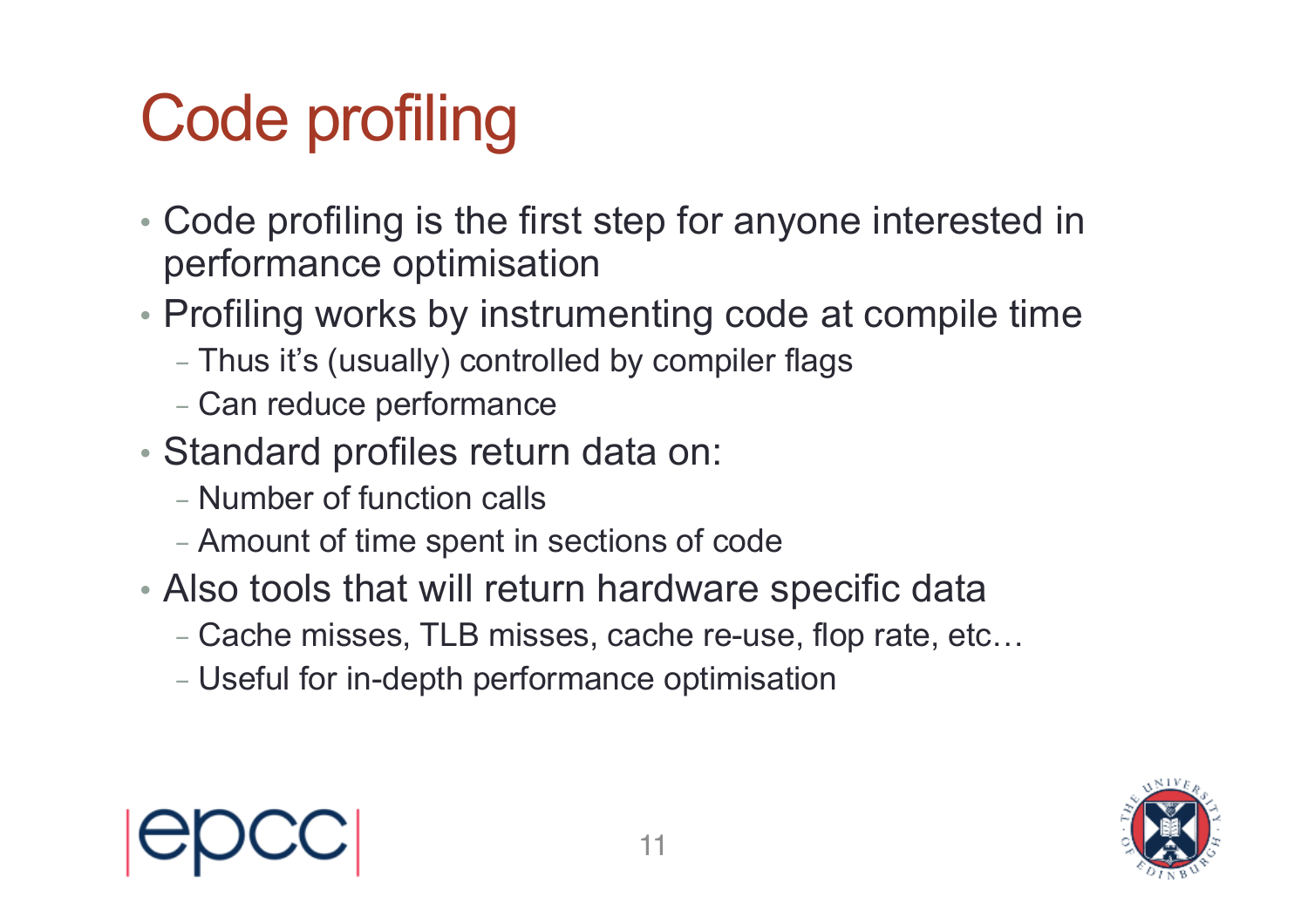# Code profiling

- Code profiling is the first step for anyone interested in performance optimisation
- Profiling works by instrumenting code at compile time
  - Thus it's (usually) controlled by compiler flags
  - Can reduce performance
- Standard profiles return data on:
  - Number of function calls
  - Amount of time spent in sections of code
- Also tools that will return hardware specific data
  - Cache misses, TLB misses, cache re-use, flop rate, etc…
  - Useful for in-depth performance optimisation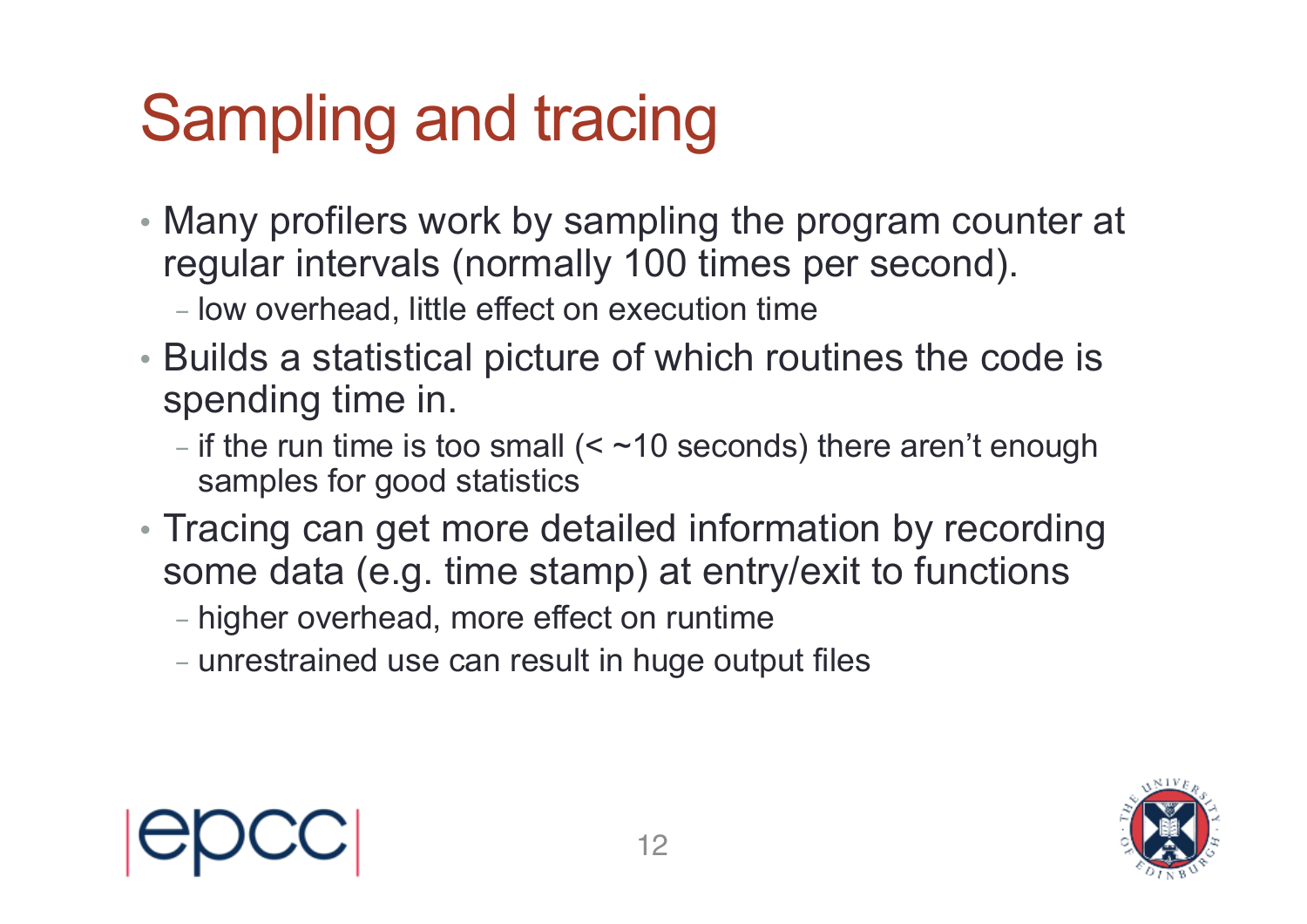# Sampling and tracing

- Many profilers work by sampling the program counter at regular intervals (normally 100 times per second).
  - low overhead, little effect on execution time
- Builds a statistical picture of which routines the code is spending time in.
  - if the run time is too small (< ~10 seconds) there aren't enough samples for good statistics
- Tracing can get more detailed information by recording some data (e.g. time stamp) at entry/exit to functions
  - higher overhead, more effect on runtime
  - unrestrained use can result in huge output files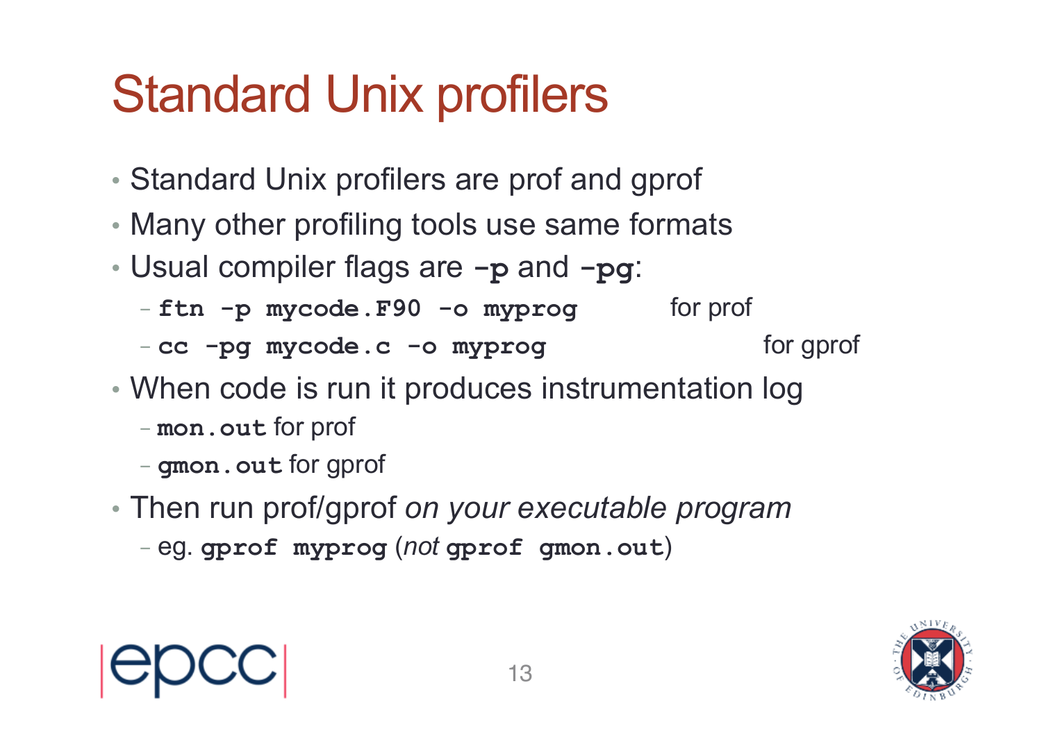# Standard Unix profilers

- Standard Unix profilers are prof and gprof
- Many other profiling tools use same formats
- Usual compiler flags are **`-p`** and **`-pg`**:
  - **`ftn -p mycode.F90 -o myprog`** for prof
  - **`cc -pg mycode.c -o myprog`** for gprof
- When code is run it produces instrumentation log
  - **`mon.out`** for prof
  - **`gmon.out`** for gprof
- Then run prof/gprof *on your executable program*
  - eg. **`gprof myprog`** (*not* **`gprof gmon.out`**)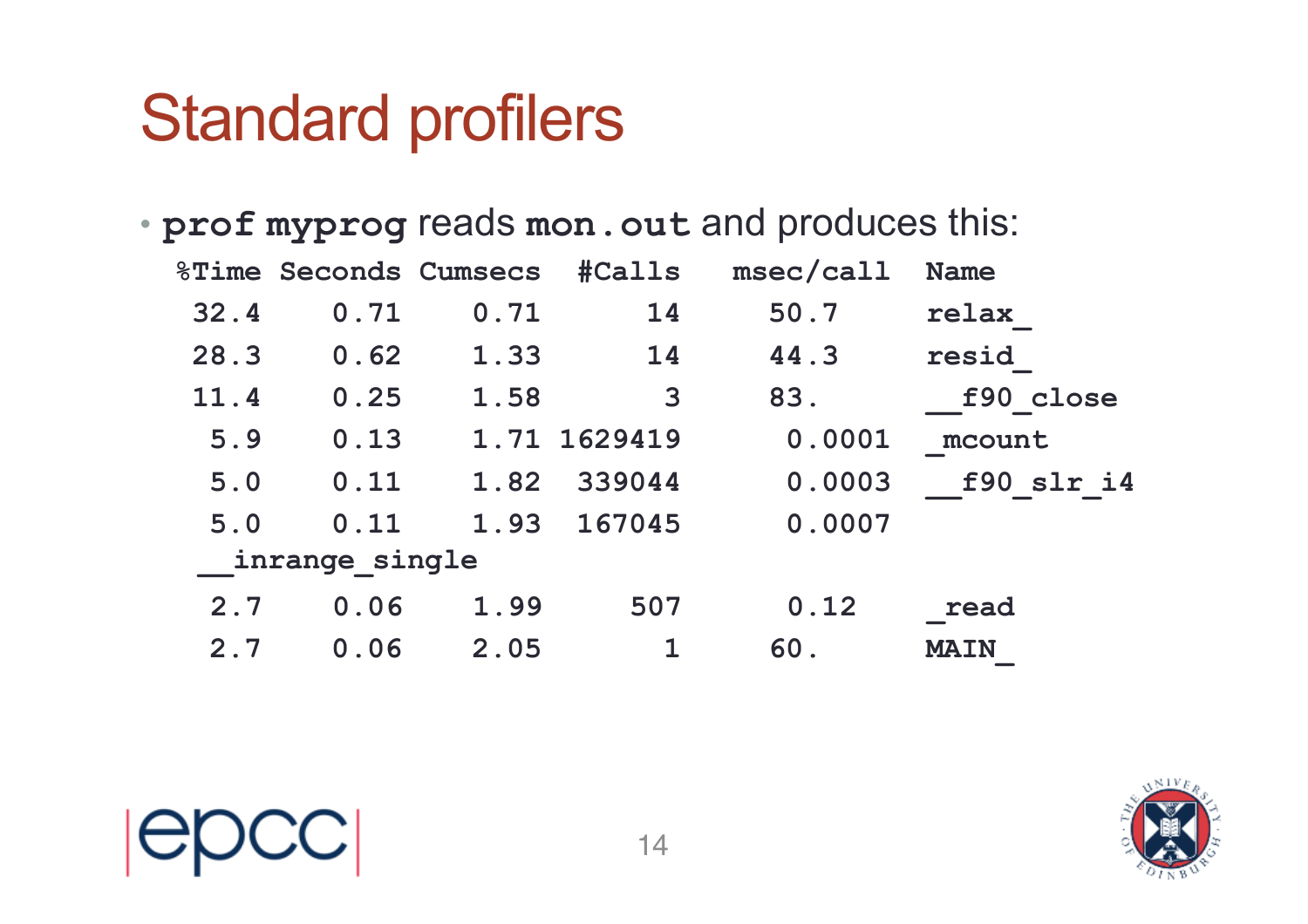# Standard profilers

- **prof myprog** reads **mon.out** and produces this:

| %Time | Seconds | Cumsecs | #Calls | msec/call | Name |
|---|---|---|---|---|---|
| 32.4 | 0.71 | 0.71 | 14 | 50.7 | relax_ |
| 28.3 | 0.62 | 1.33 | 14 | 44.3 | resid_ |
| 11.4 | 0.25 | 1.58 | 3 | 83. | __f90_close |
| 5.9 | 0.13 | 1.71 | 1629419 | 0.0001 | _mcount |
| 5.0 | 0.11 | 1.82 | 339044 | 0.0003 | __f90_slr_i4 |
| 5.0 | 0.11 | 1.93 | 167045 | 0.0007 | __inrange_single |
| 2.7 | 0.06 | 1.99 | 507 | 0.12 | _read |
| 2.7 | 0.06 | 2.05 | 1 | 60. | MAIN_ |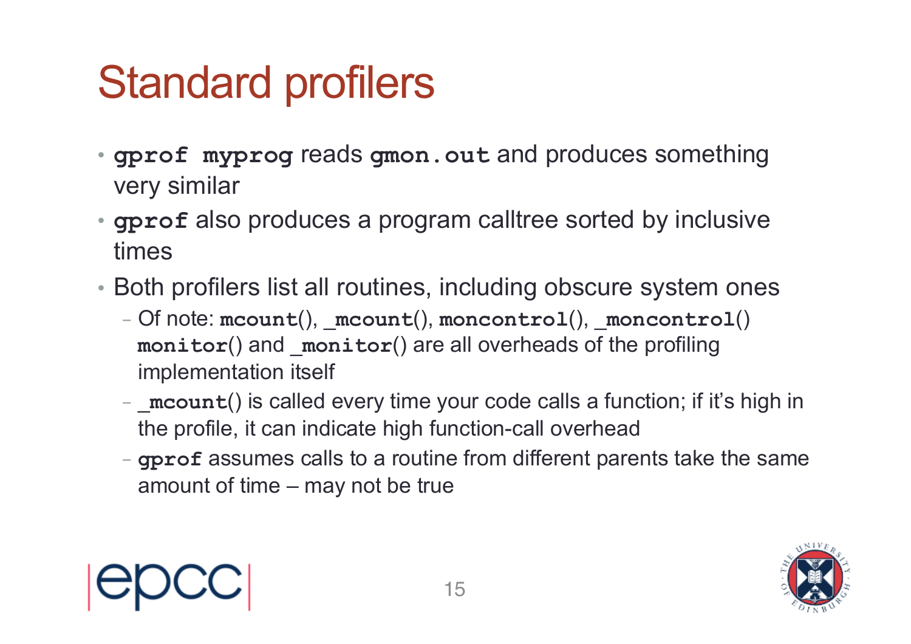# Standard profilers

- **`gprof myprog`** reads **`gmon.out`** and produces something very similar
- **`gprof`** also produces a program calltree sorted by inclusive times
- Both profilers list all routines, including obscure system ones
  - Of note: **`mcount`**(), **`_mcount`**(), **`moncontrol`**(), **`_moncontrol`**() **`monitor`**() and **`_monitor`**() are all overheads of the profiling implementation itself
  - **`_mcount`**() is called every time your code calls a function; if it's high in the profile, it can indicate high function-call overhead
  - **`gprof`** assumes calls to a routine from different parents take the same amount of time – may not be true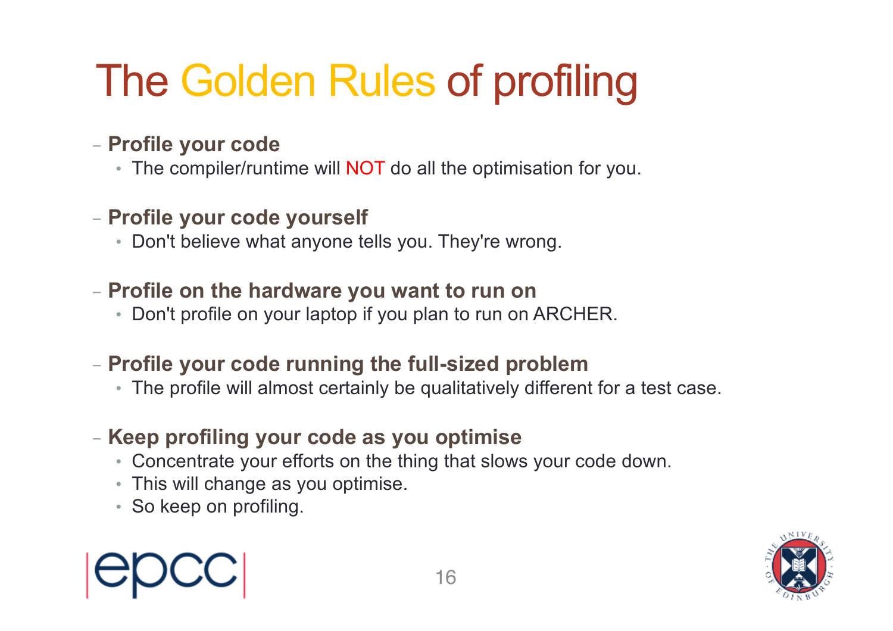# The Golden Rules of profiling

- **Profile your code**
  - The compiler/runtime will NOT do all the optimisation for you.
- **Profile your code yourself**
  - Don't believe what anyone tells you. They're wrong.
- **Profile on the hardware you want to run on**
  - Don't profile on your laptop if you plan to run on ARCHER.
- **Profile your code running the full-sized problem**
  - The profile will almost certainly be qualitatively different for a test case.
- **Keep profiling your code as you optimise**
  - Concentrate your efforts on the thing that slows your code down.
  - This will change as you optimise.
  - So keep on profiling.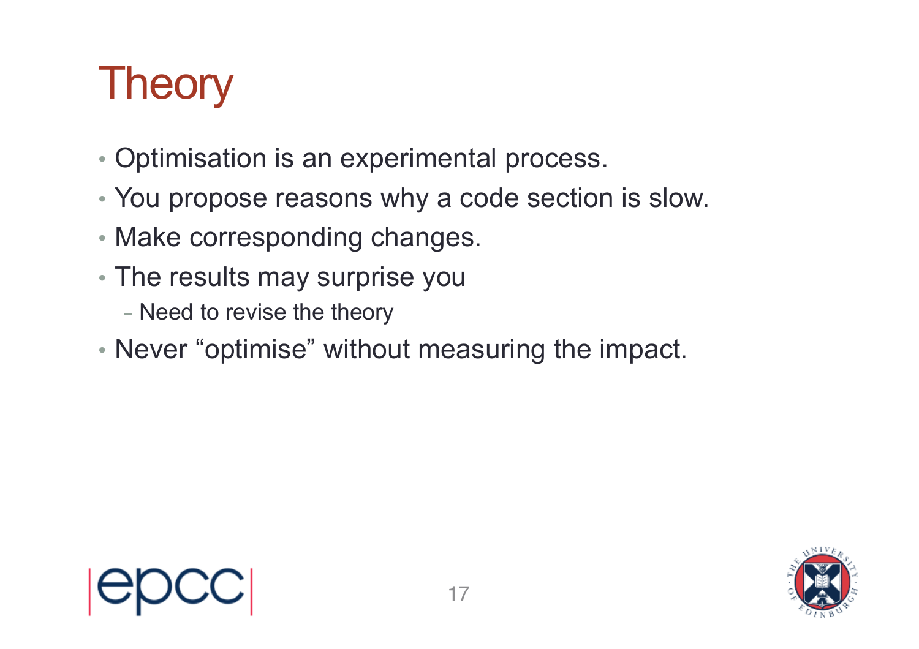# Theory

- Optimisation is an experimental process.
- You propose reasons why a code section is slow.
- Make corresponding changes.
- The results may surprise you
  - Need to revise the theory
- Never “optimise” without measuring the impact.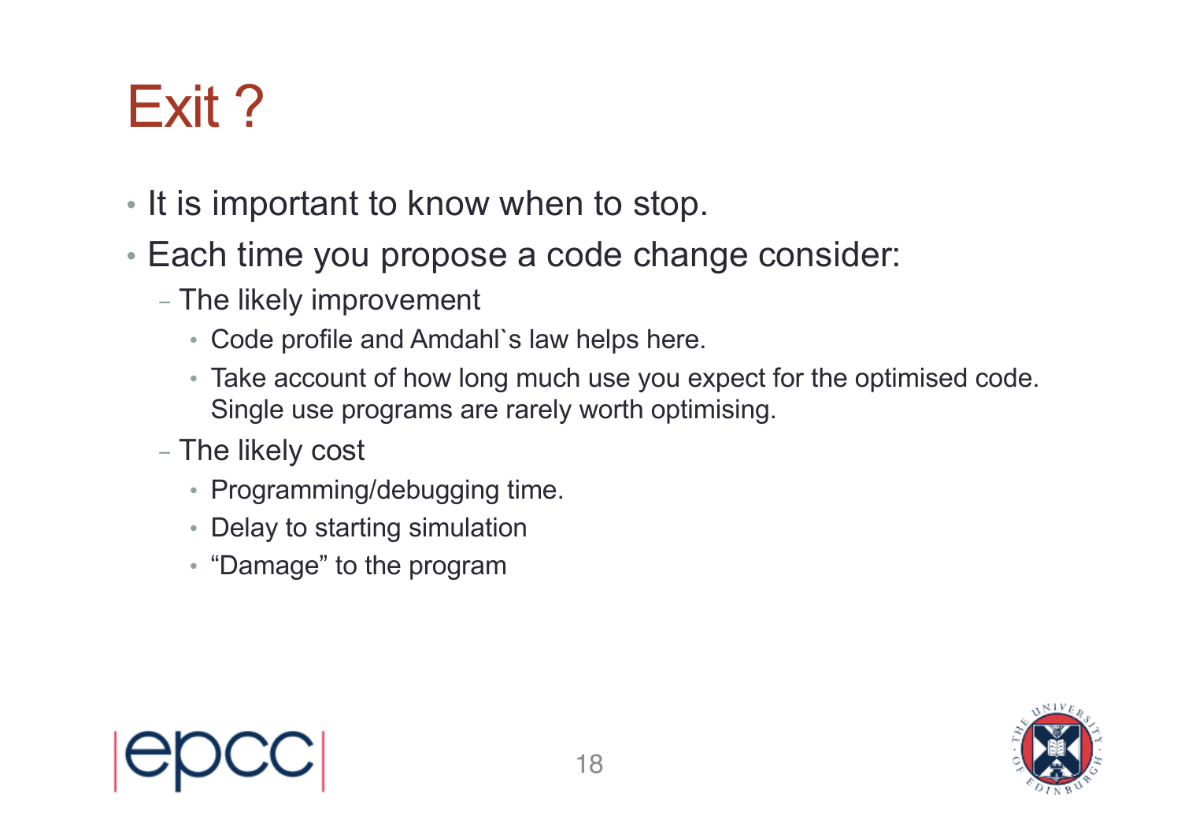# Exit ?

- It is important to know when to stop.
- Each time you propose a code change consider:
  - The likely improvement
    - Code profile and Amdahl`s law helps here.
    - Take account of how long much use you expect for the optimised code. Single use programs are rarely worth optimising.
  - The likely cost
    - Programming/debugging time.
    - Delay to starting simulation
    - “Damage” to the program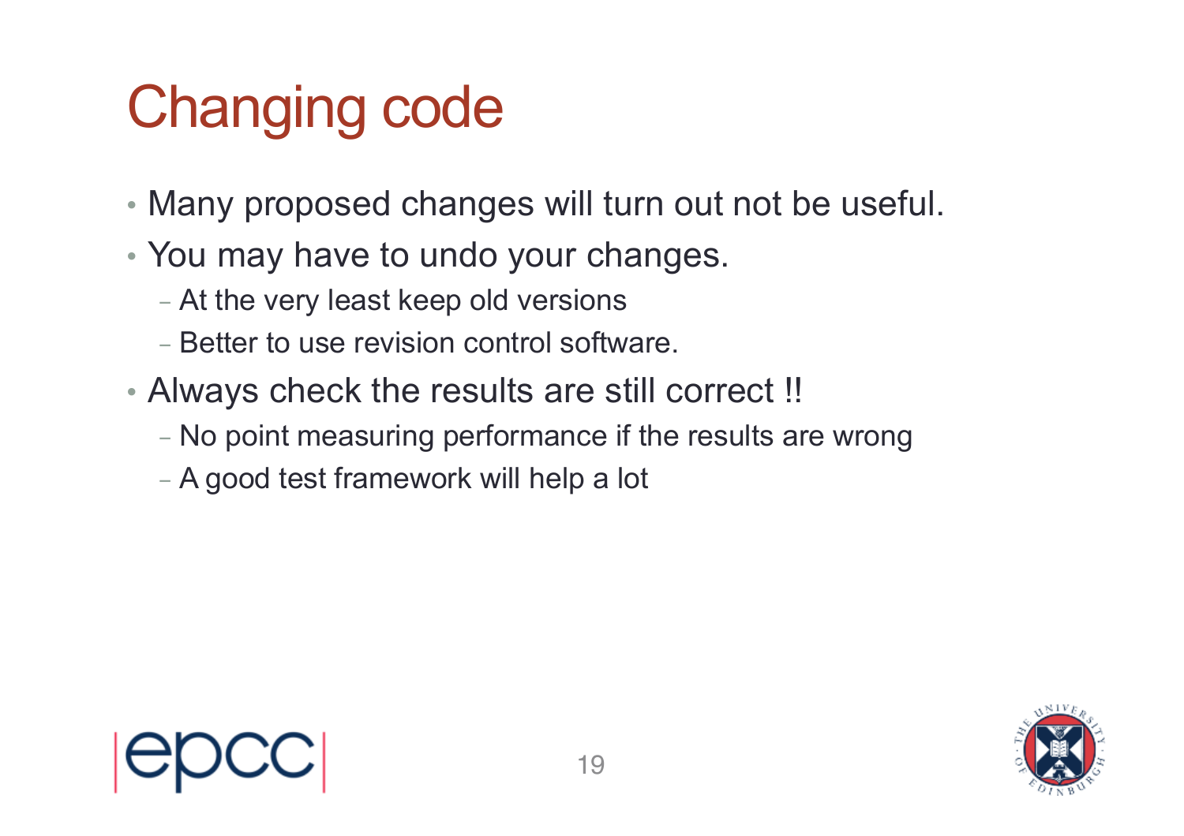# Changing code

- Many proposed changes will turn out not be useful.
- You may have to undo your changes.
  - At the very least keep old versions
  - Better to use revision control software.
- Always check the results are still correct !!
  - No point measuring performance if the results are wrong
  - A good test framework will help a lot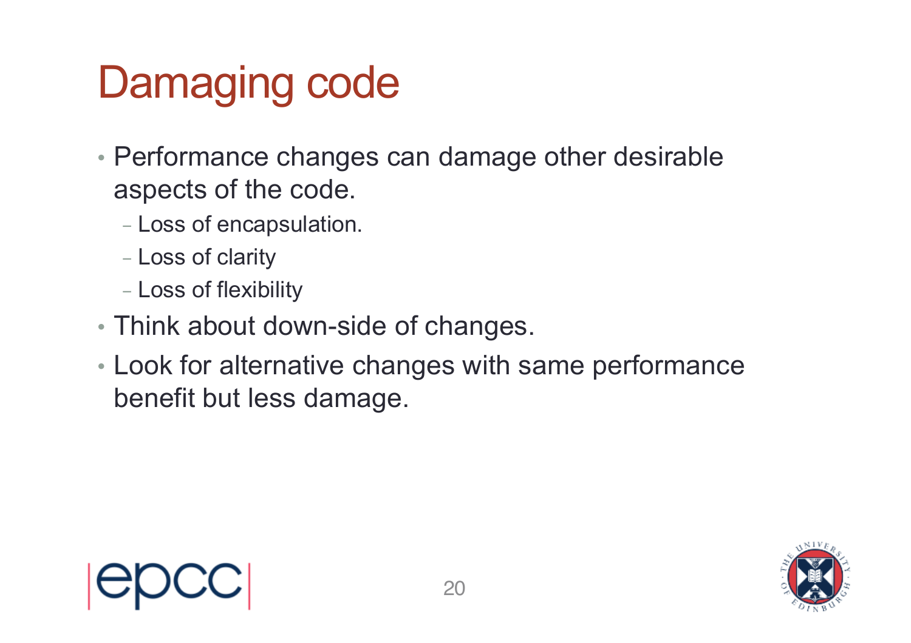# Damaging code

- Performance changes can damage other desirable aspects of the code.
  - Loss of encapsulation.
  - Loss of clarity
  - Loss of flexibility
- Think about down-side of changes.
- Look for alternative changes with same performance benefit but less damage.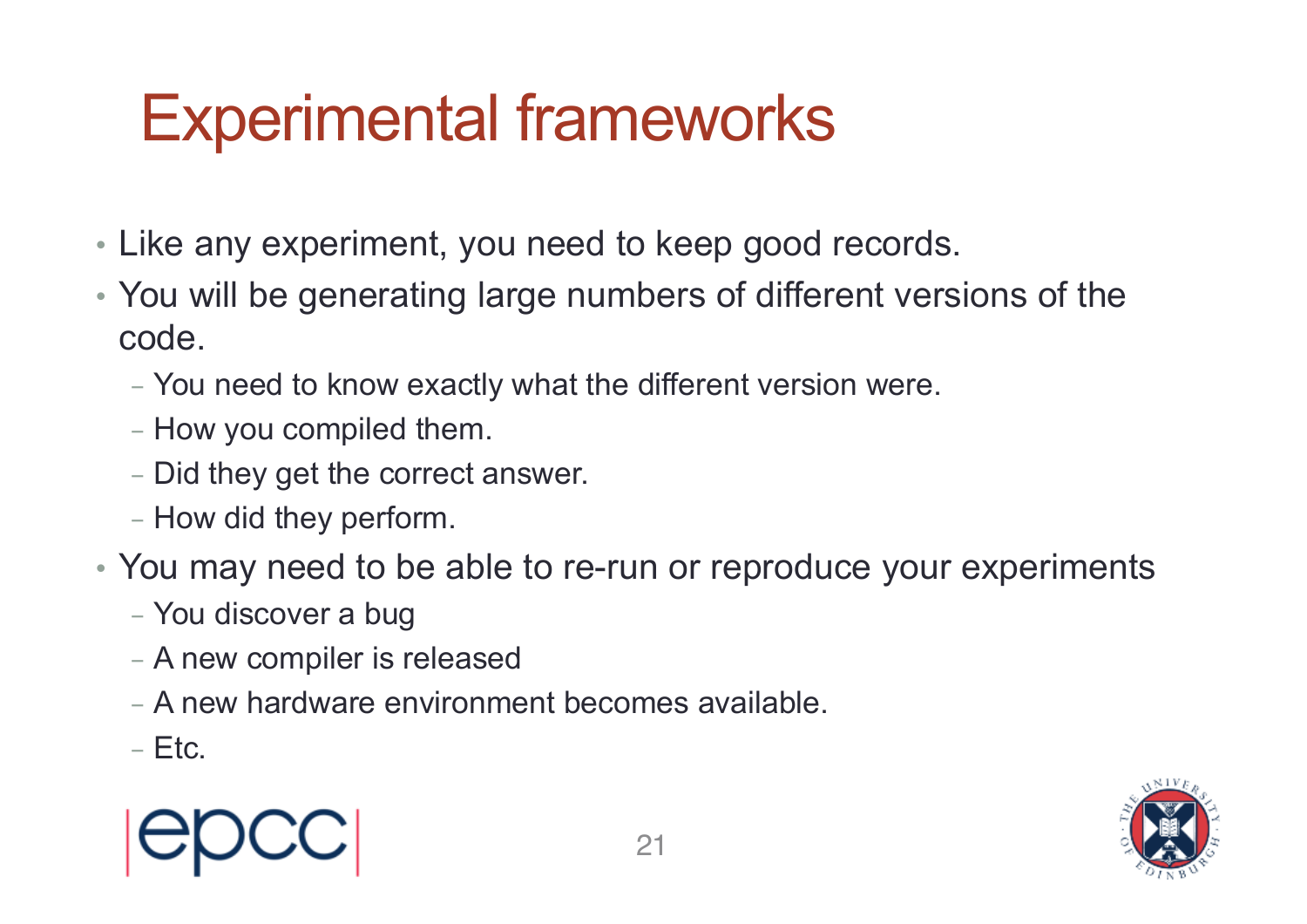# Experimental frameworks

- Like any experiment, you need to keep good records.
- You will be generating large numbers of different versions of the code.
  - You need to know exactly what the different version were.
  - How you compiled them.
  - Did they get the correct answer.
  - How did they perform.
- You may need to be able to re-run or reproduce your experiments
  - You discover a bug
  - A new compiler is released
  - A new hardware environment becomes available.
  - Etc.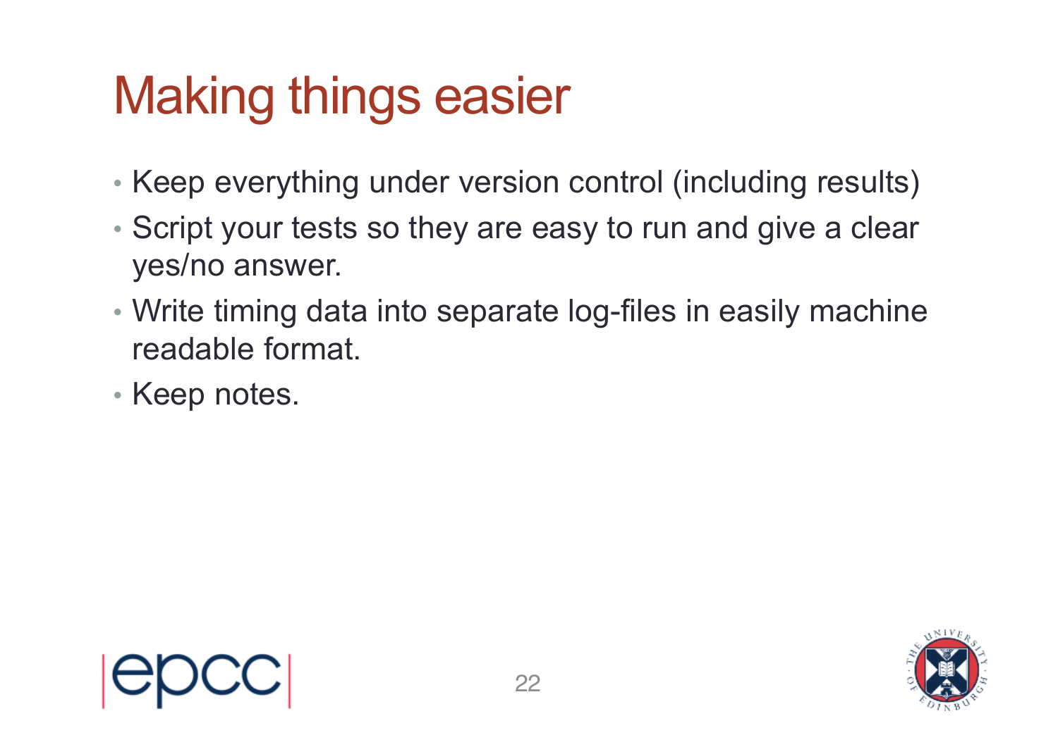# Making things easier

- Keep everything under version control (including results)
- Script your tests so they are easy to run and give a clear yes/no answer.
- Write timing data into separate log-files in easily machine readable format.
- Keep notes.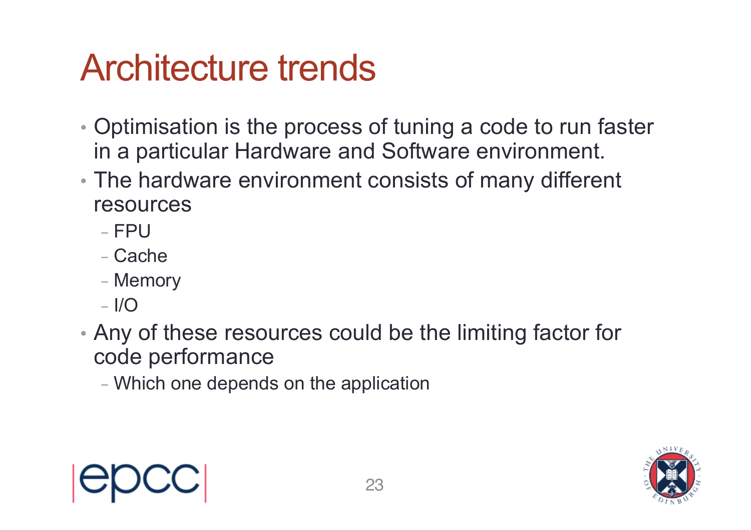# Architecture trends

- Optimisation is the process of tuning a code to run faster in a particular Hardware and Software environment.
- The hardware environment consists of many different resources
  - FPU
  - Cache
  - Memory
  - I/O
- Any of these resources could be the limiting factor for code performance
  - Which one depends on the application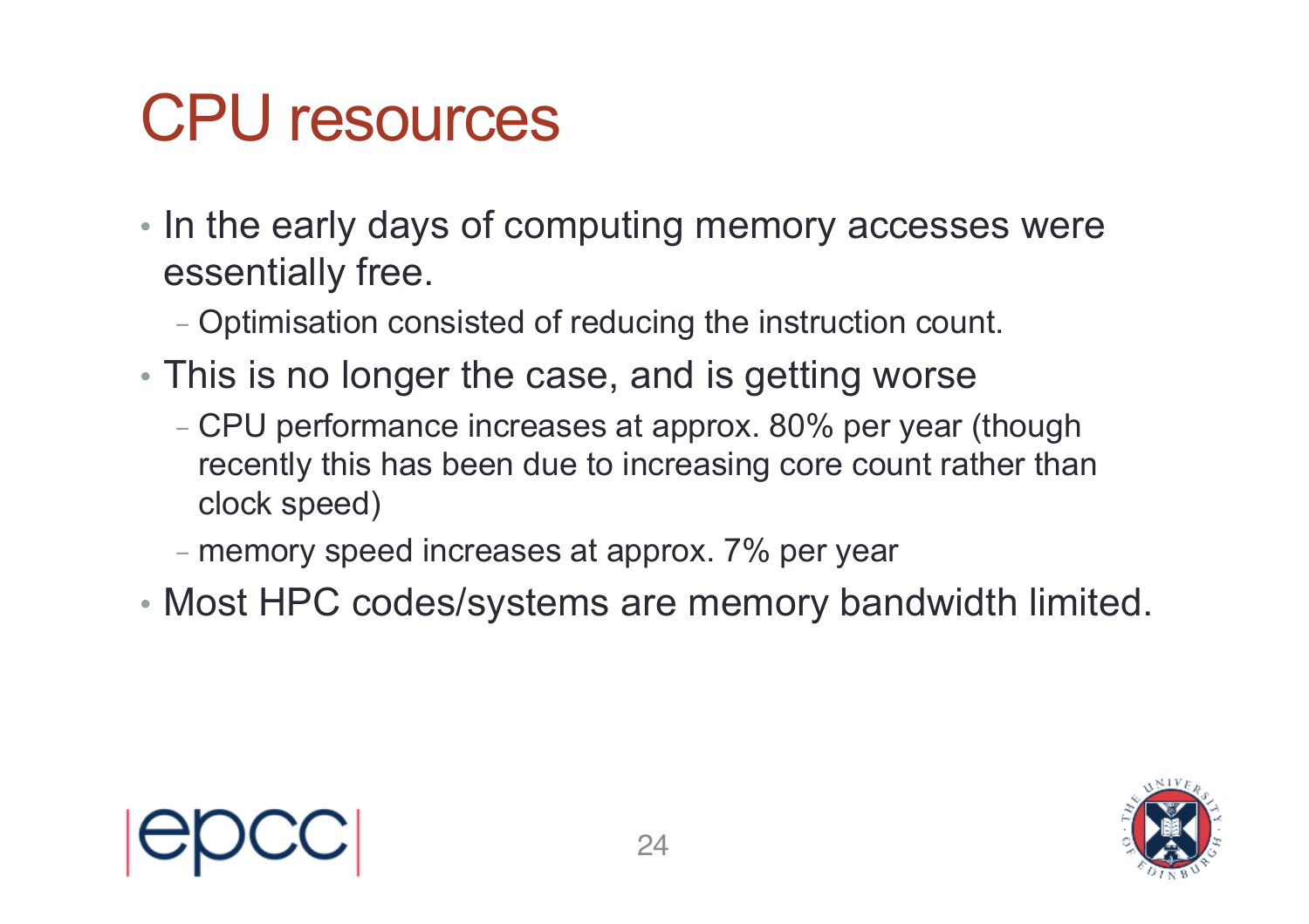# CPU resources

- In the early days of computing memory accesses were essentially free.
  - Optimisation consisted of reducing the instruction count.
- This is no longer the case, and is getting worse
  - CPU performance increases at approx. 80% per year (though recently this has been due to increasing core count rather than clock speed)
  - memory speed increases at approx. 7% per year
- Most HPC codes/systems are memory bandwidth limited.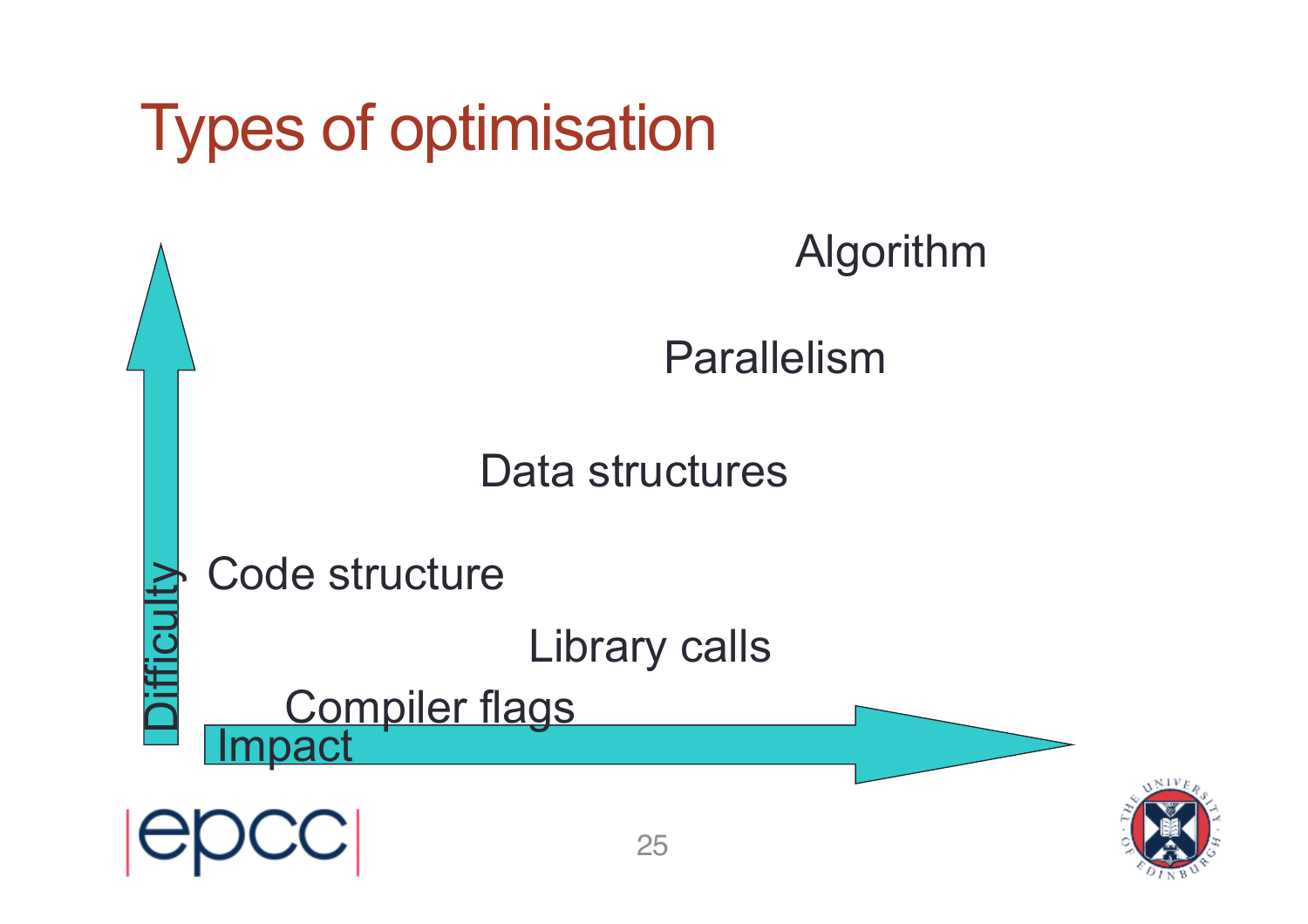# Types of optimisation

- Algorithm
- Parallelism
- Data structures
- Code structure
- Library calls
- Compiler flags

Difficulty

Impact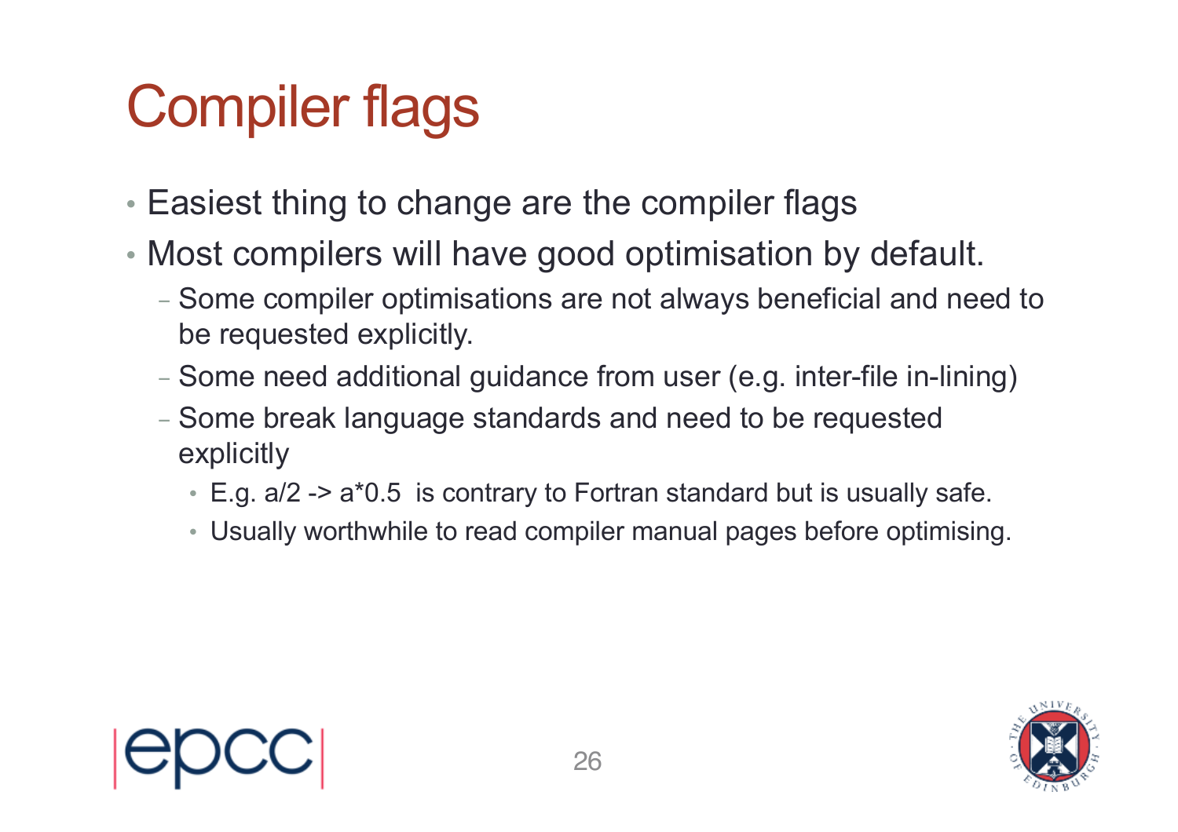# Compiler flags

- Easiest thing to change are the compiler flags
- Most compilers will have good optimisation by default.
  - Some compiler optimisations are not always beneficial and need to be requested explicitly.
  - Some need additional guidance from user (e.g. inter-file in-lining)
  - Some break language standards and need to be requested explicitly
    - E.g. a/2 -> a*0.5 is contrary to Fortran standard but is usually safe.
    - Usually worthwhile to read compiler manual pages before optimising.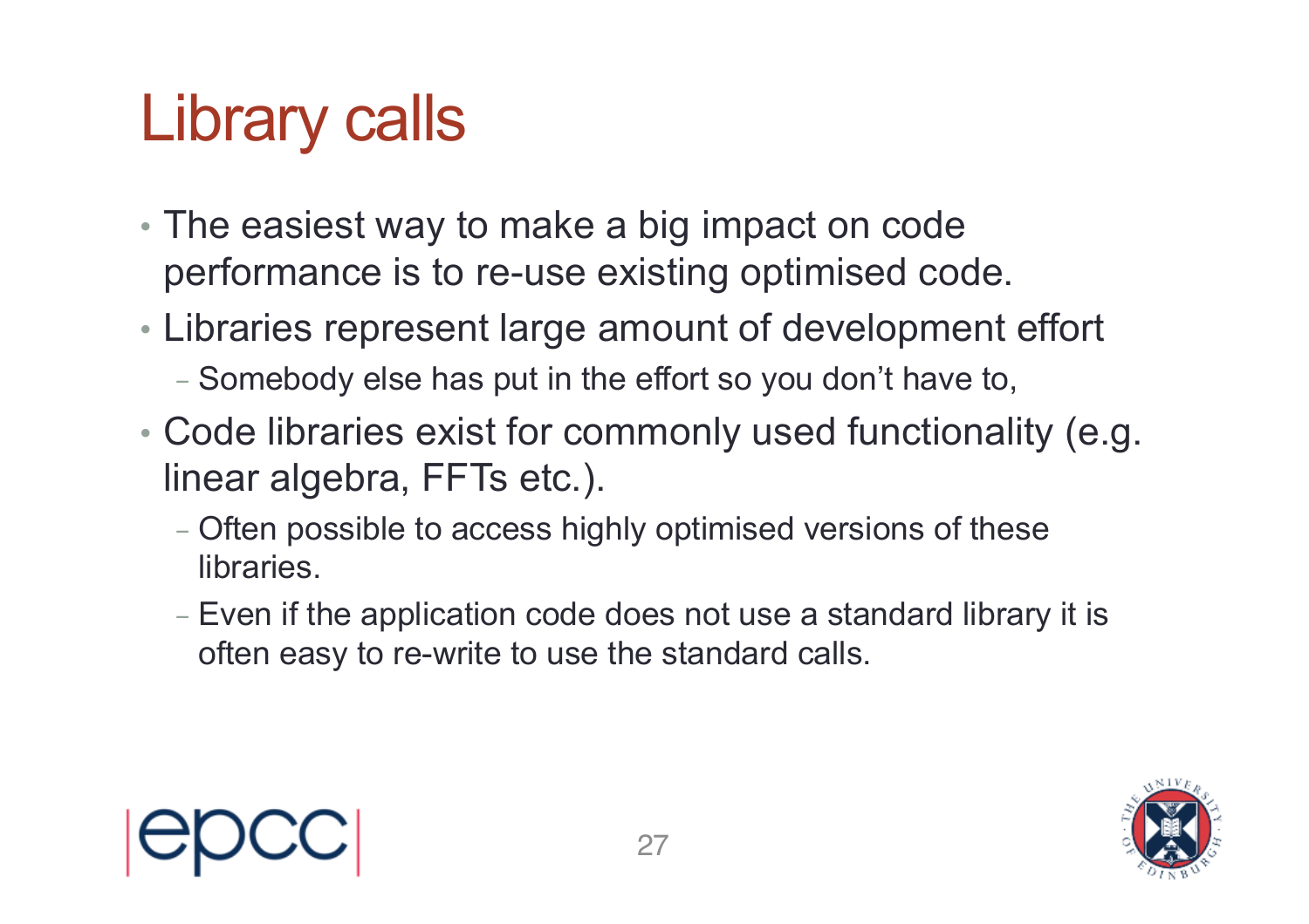# Library calls

- The easiest way to make a big impact on code performance is to re-use existing optimised code.
- Libraries represent large amount of development effort
  - Somebody else has put in the effort so you don't have to,
- Code libraries exist for commonly used functionality (e.g. linear algebra, FFTs etc.).
  - Often possible to access highly optimised versions of these libraries.
  - Even if the application code does not use a standard library it is often easy to re-write to use the standard calls.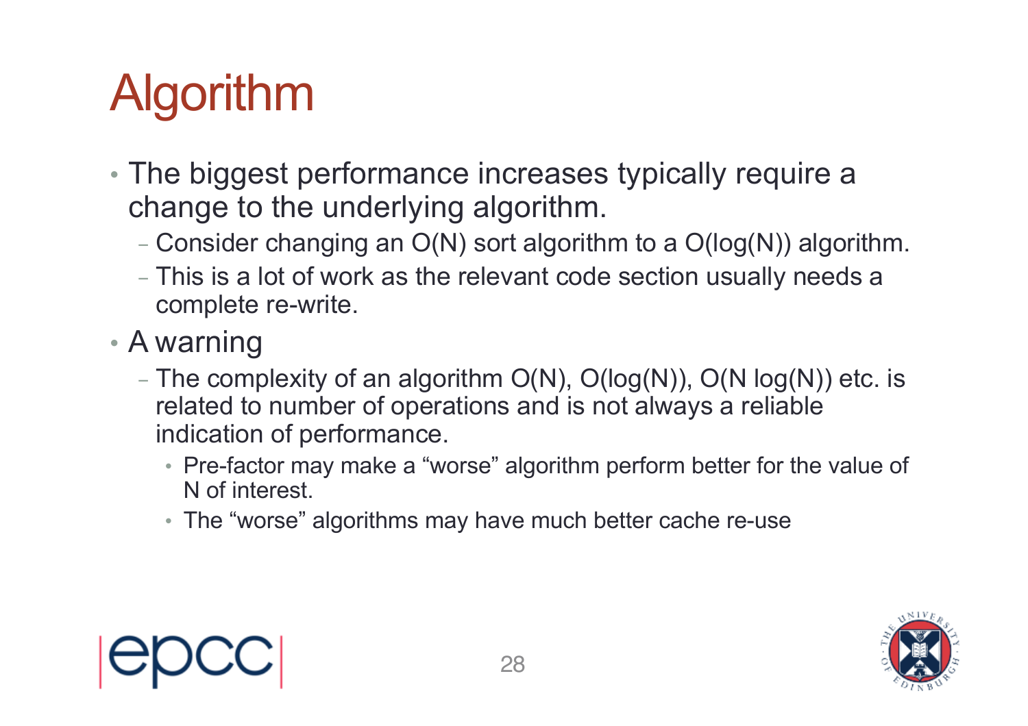# Algorithm

- The biggest performance increases typically require a change to the underlying algorithm.
  - Consider changing an O(N) sort algorithm to a O(log(N)) algorithm.
  - This is a lot of work as the relevant code section usually needs a complete re-write.
- A warning
  - The complexity of an algorithm O(N), O(log(N)), O(N log(N)) etc. is related to number of operations and is not always a reliable indication of performance.
    - Pre-factor may make a “worse” algorithm perform better for the value of N of interest.
    - The “worse” algorithms may have much better cache re-use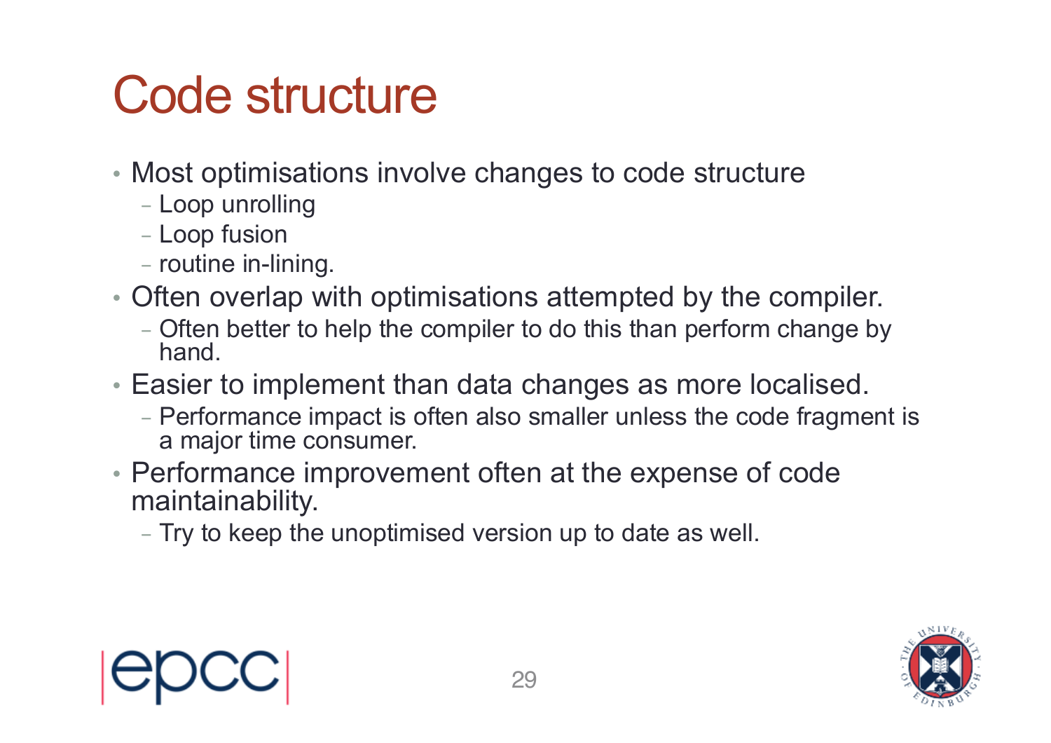# Code structure

- Most optimisations involve changes to code structure
  - Loop unrolling
  - Loop fusion
  - routine in-lining.
- Often overlap with optimisations attempted by the compiler.
  - Often better to help the compiler to do this than perform change by hand.
- Easier to implement than data changes as more localised.
  - Performance impact is often also smaller unless the code fragment is a major time consumer.
- Performance improvement often at the expense of code maintainability.
  - Try to keep the unoptimised version up to date as well.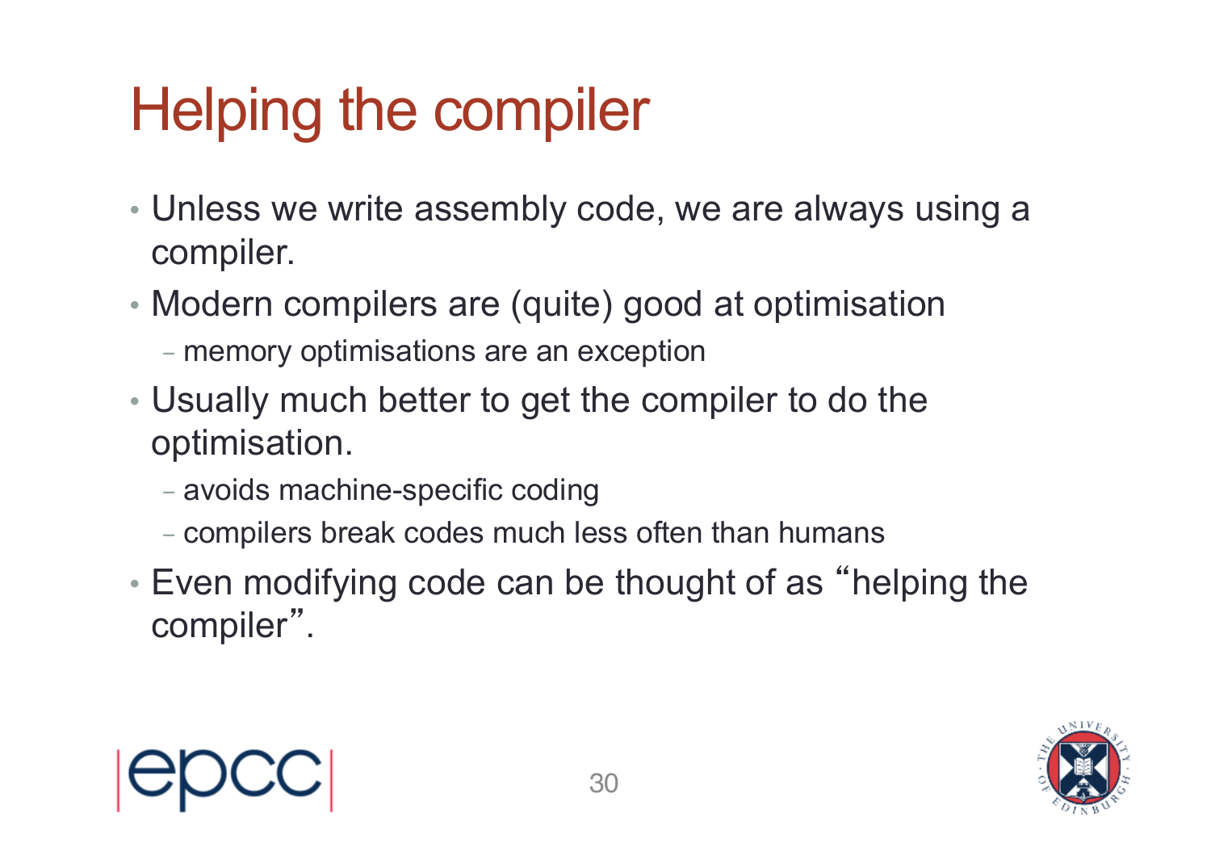# Helping the compiler

- Unless we write assembly code, we are always using a compiler.
- Modern compilers are (quite) good at optimisation
  - memory optimisations are an exception
- Usually much better to get the compiler to do the optimisation.
  - avoids machine-specific coding
  - compilers break codes much less often than humans
- Even modifying code can be thought of as "helping the compiler".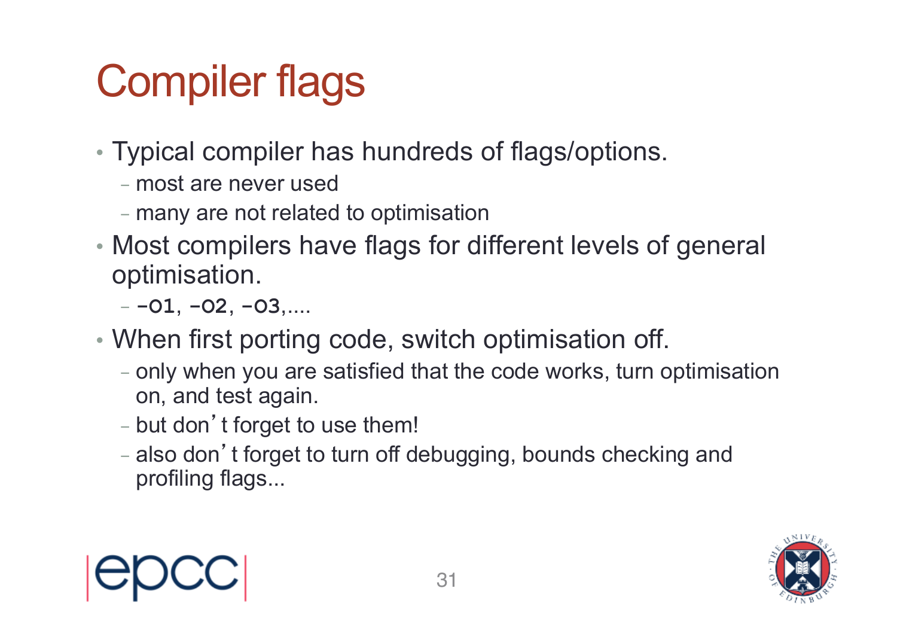# Compiler flags

- Typical compiler has hundreds of flags/options.
  - most are never used
  - many are not related to optimisation
- Most compilers have flags for different levels of general optimisation.
  - `-O1`, `-O2`, `-O3`,....
- When first porting code, switch optimisation off.
  - only when you are satisfied that the code works, turn optimisation on, and test again.
  - but don't forget to use them!
  - also don't forget to turn off debugging, bounds checking and profiling flags...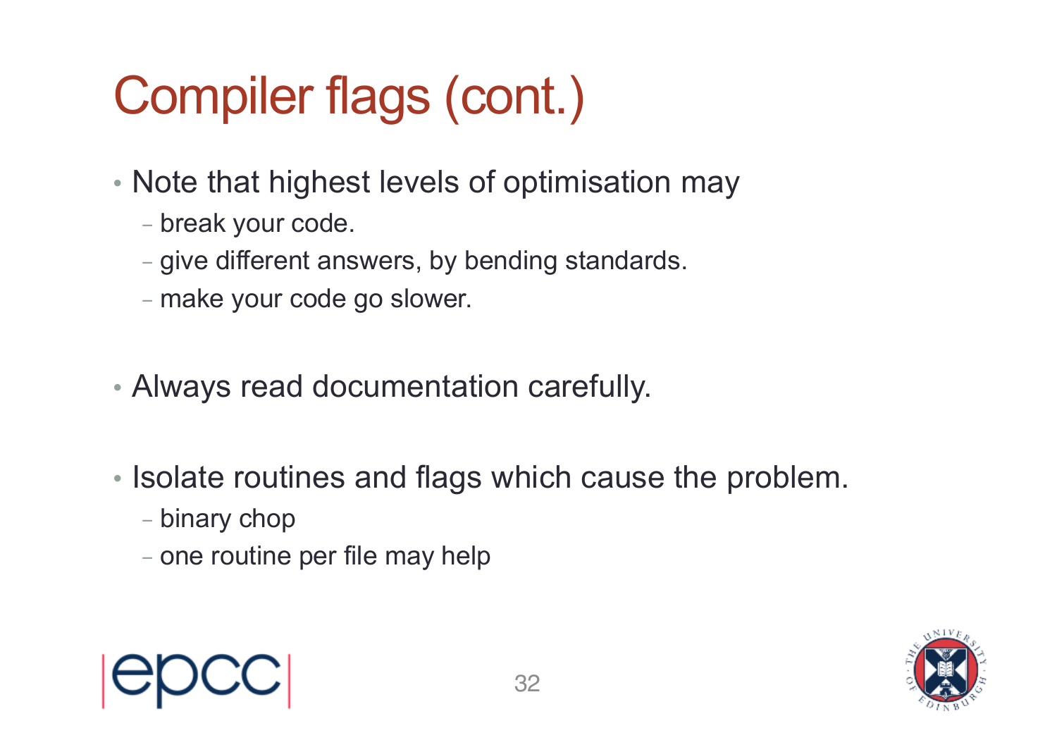# Compiler flags (cont.)

- Note that highest levels of optimisation may
  - break your code.
  - give different answers, by bending standards.
  - make your code go slower.

- Always read documentation carefully.

- Isolate routines and flags which cause the problem.
  - binary chop
  - one routine per file may help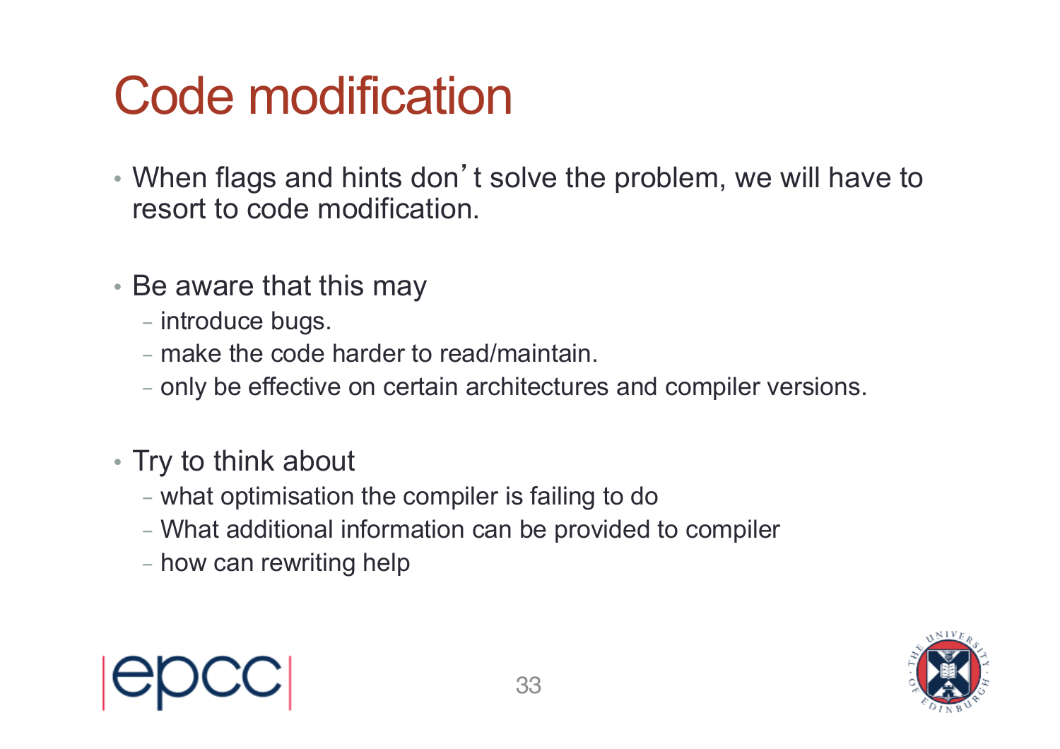# Code modification

- When flags and hints don't solve the problem, we will have to resort to code modification.

- Be aware that this may
  - introduce bugs.
  - make the code harder to read/maintain.
  - only be effective on certain architectures and compiler versions.

- Try to think about
  - what optimisation the compiler is failing to do
  - What additional information can be provided to compiler
  - how can rewriting help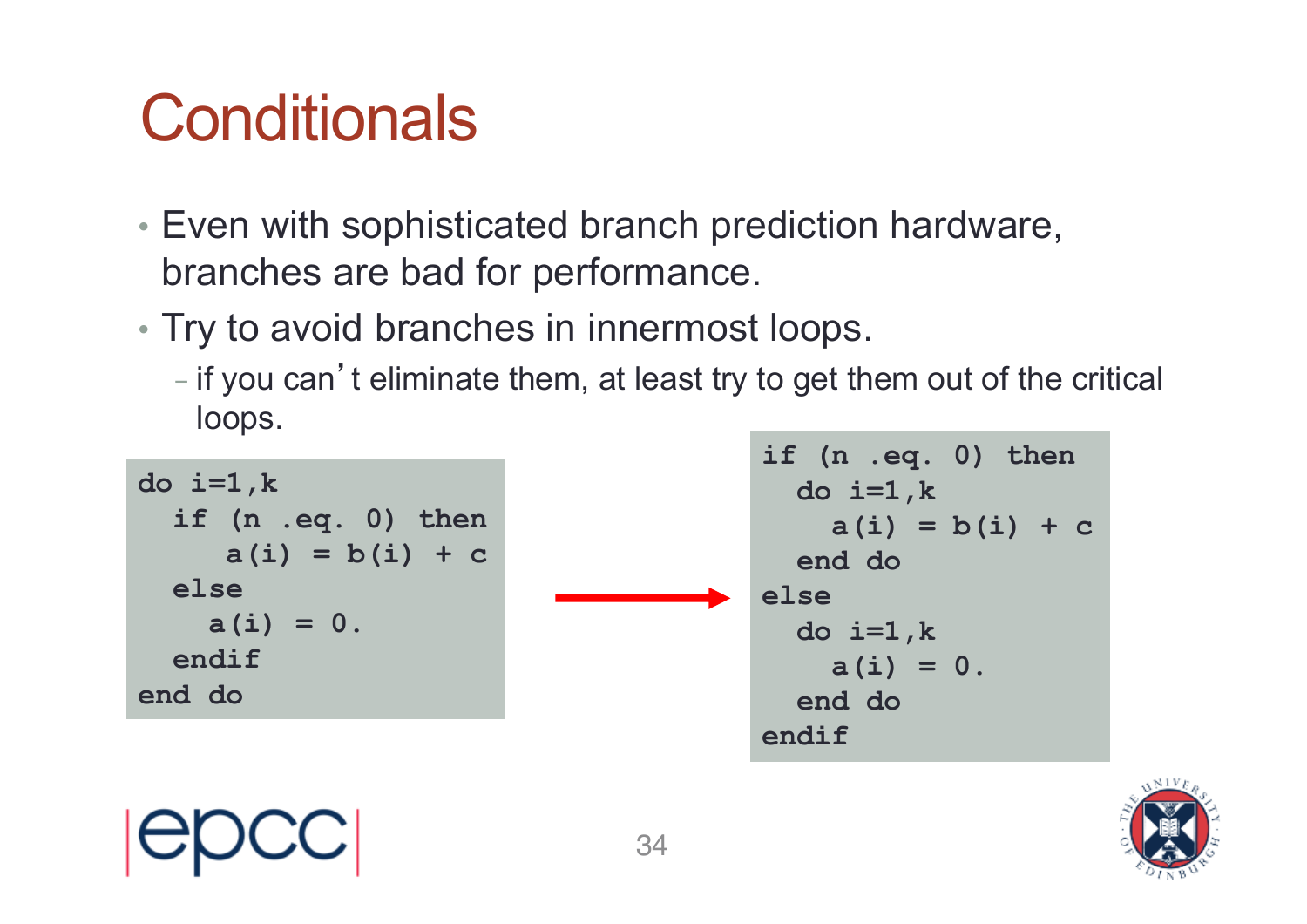# Conditionals

- Even with sophisticated branch prediction hardware, branches are bad for performance.
- Try to avoid branches in innermost loops.
  - if you can't eliminate them, at least try to get them out of the critical loops.

```
do i=1,k
  if (n .eq. 0) then
     a(i) = b(i) + c
  else
    a(i) = 0.
  endif
end do
```

→

```
if (n .eq. 0) then
  do i=1,k
    a(i) = b(i) + c
  end do
else
  do i=1,k
    a(i) = 0.
  end do
endif
```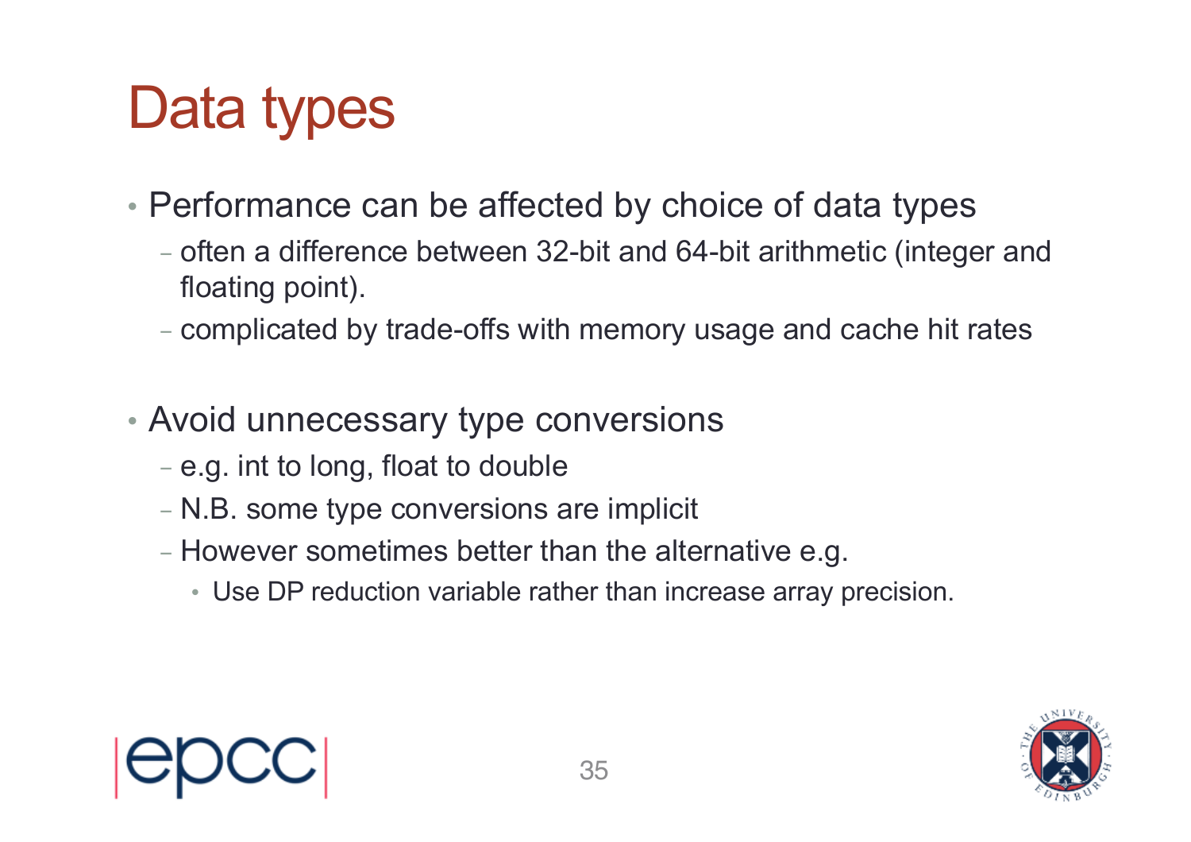# Data types

- Performance can be affected by choice of data types
  - often a difference between 32-bit and 64-bit arithmetic (integer and floating point).
  - complicated by trade-offs with memory usage and cache hit rates

- Avoid unnecessary type conversions
  - e.g. int to long, float to double
  - N.B. some type conversions are implicit
  - However sometimes better than the alternative e.g.
    - Use DP reduction variable rather than increase array precision.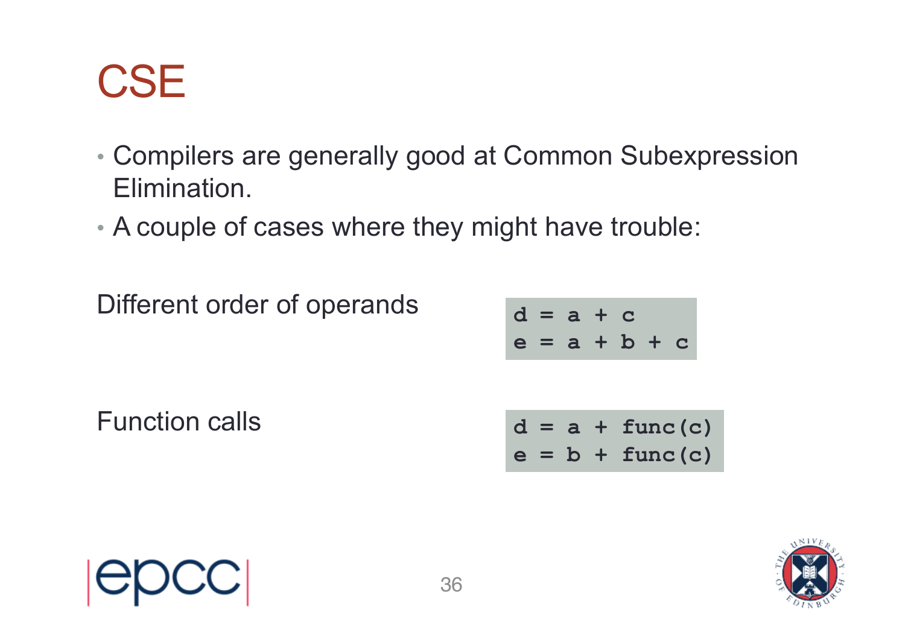# CSE

- Compilers are generally good at Common Subexpression Elimination.
- A couple of cases where they might have trouble:

Different order of operands

```
d = a + c
e = a + b + c
```

Function calls

```
d = a + func(c)
e = b + func(c)
```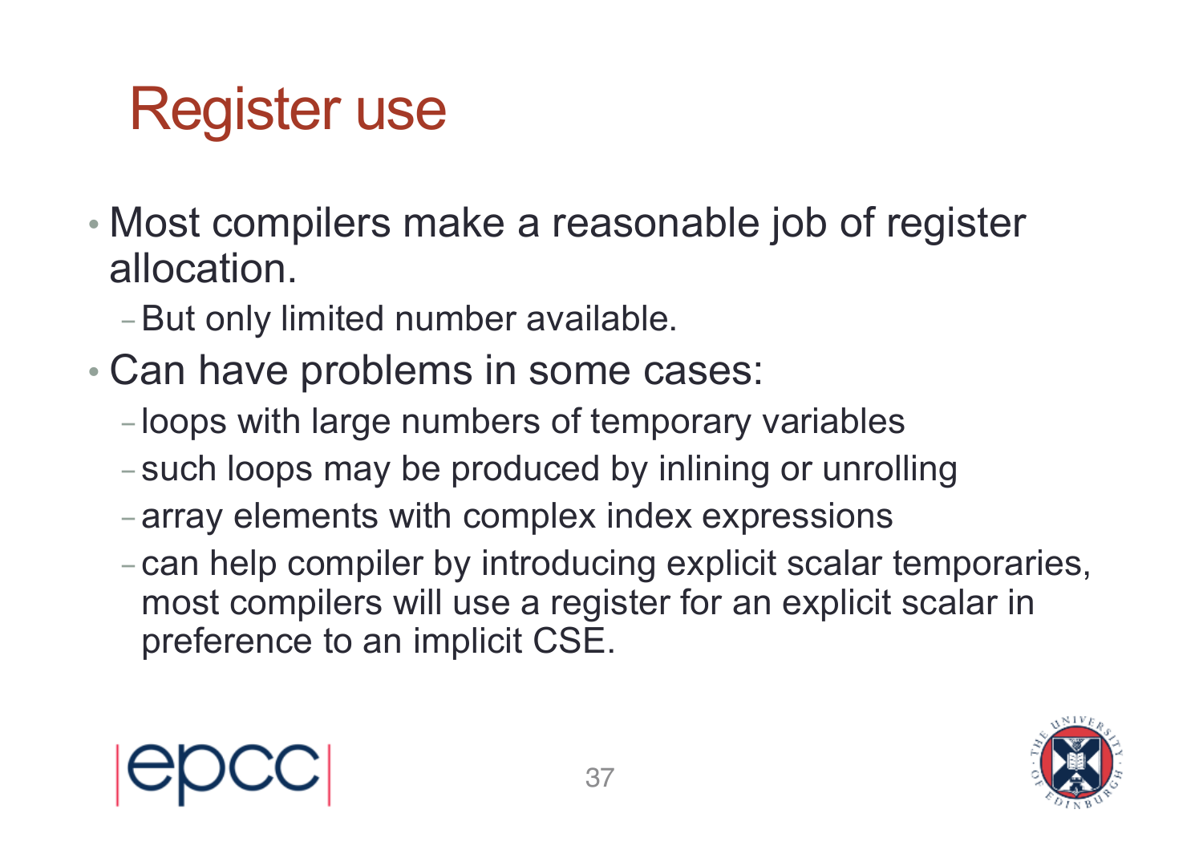# Register use

- Most compilers make a reasonable job of register allocation.
  - But only limited number available.
- Can have problems in some cases:
  - loops with large numbers of temporary variables
  - such loops may be produced by inlining or unrolling
  - array elements with complex index expressions
  - can help compiler by introducing explicit scalar temporaries, most compilers will use a register for an explicit scalar in preference to an implicit CSE.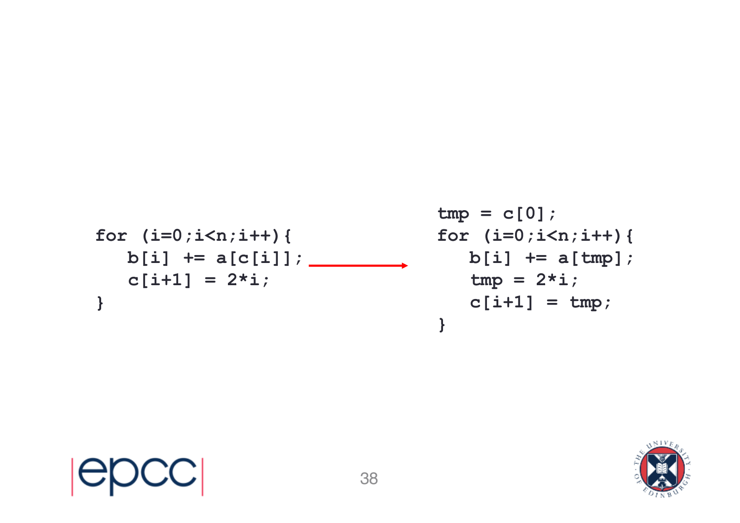```
for (i=0;i<n;i++){
   b[i] += a[c[i]];
   c[i+1] = 2*i;
}
```

```
tmp = c[0];
for (i=0;i<n;i++){
   b[i] += a[tmp];
   tmp = 2*i;
   c[i+1] = tmp;
}
```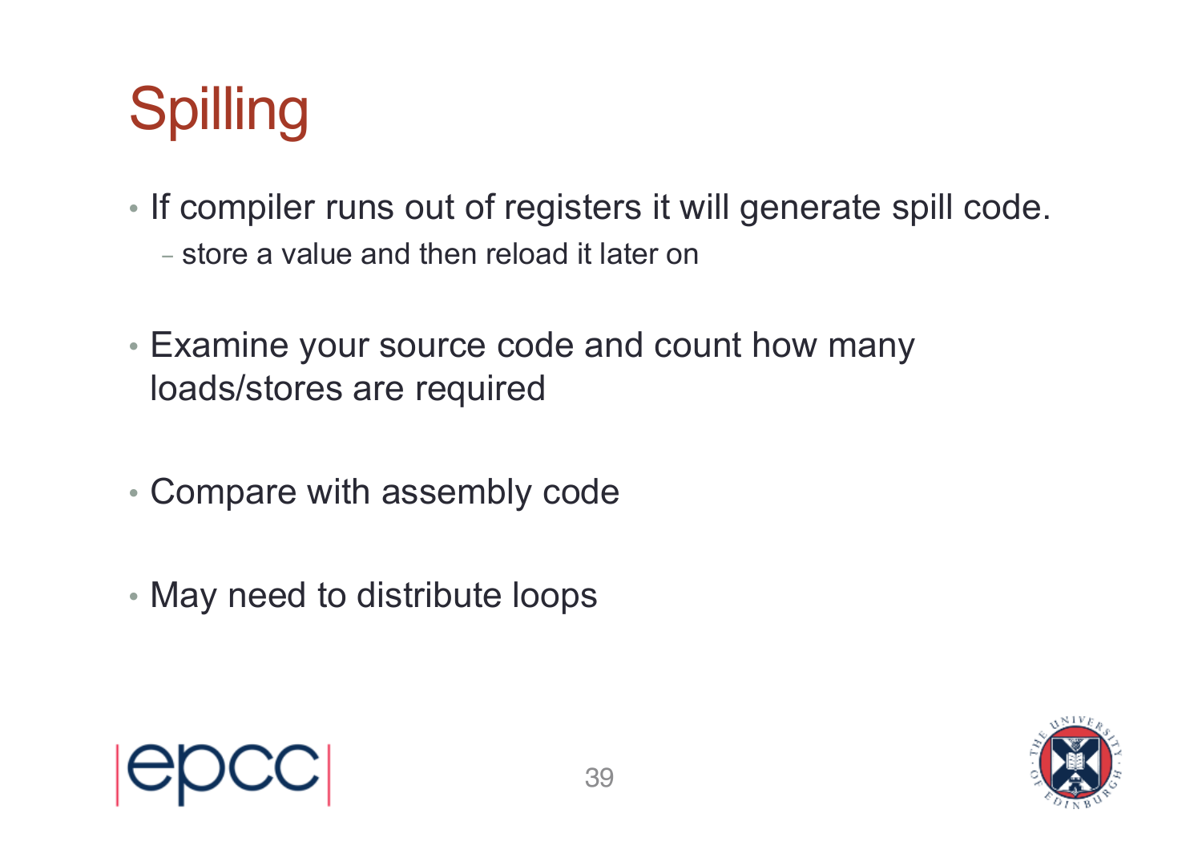# Spilling

- If compiler runs out of registers it will generate spill code.
  - store a value and then reload it later on
- Examine your source code and count how many loads/stores are required
- Compare with assembly code
- May need to distribute loops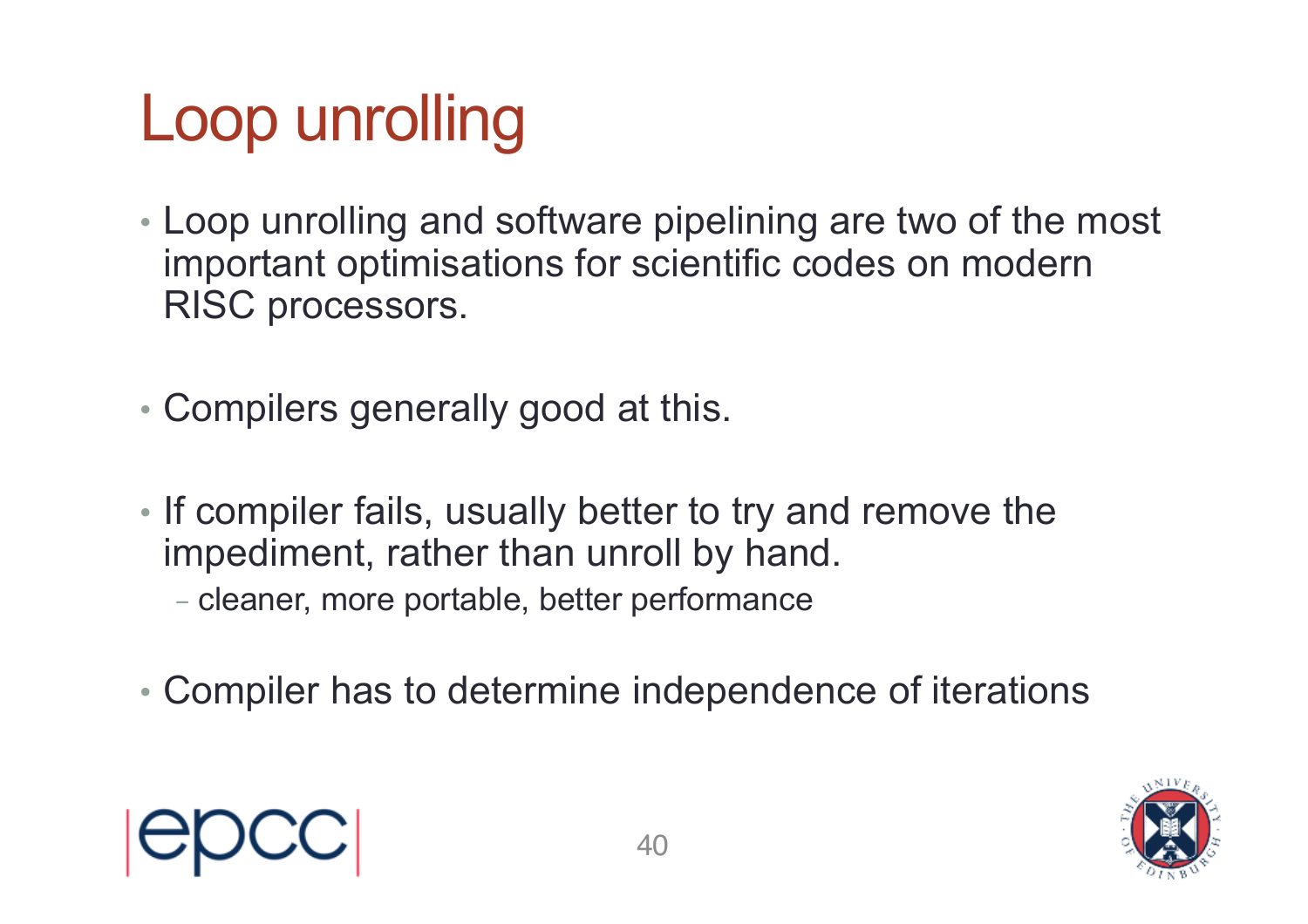# Loop unrolling

- Loop unrolling and software pipelining are two of the most important optimisations for scientific codes on modern RISC processors.

- Compilers generally good at this.

- If compiler fails, usually better to try and remove the impediment, rather than unroll by hand.
  - cleaner, more portable, better performance

- Compiler has to determine independence of iterations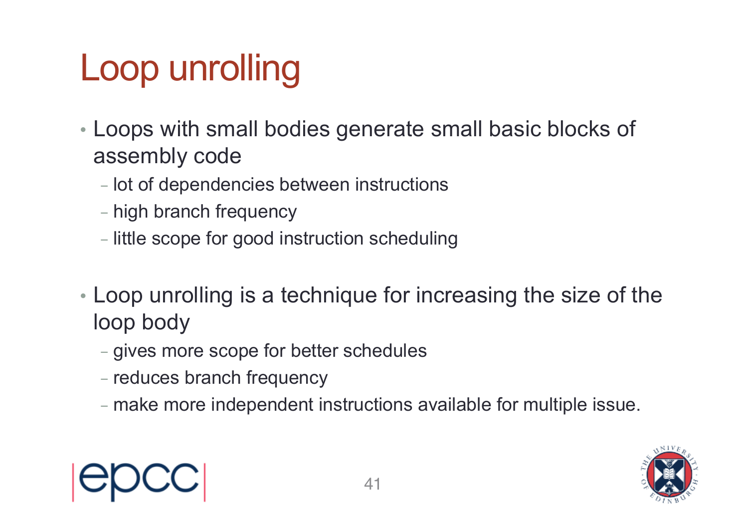# Loop unrolling

- Loops with small bodies generate small basic blocks of assembly code
  - lot of dependencies between instructions
  - high branch frequency
  - little scope for good instruction scheduling

- Loop unrolling is a technique for increasing the size of the loop body
  - gives more scope for better schedules
  - reduces branch frequency
  - make more independent instructions available for multiple issue.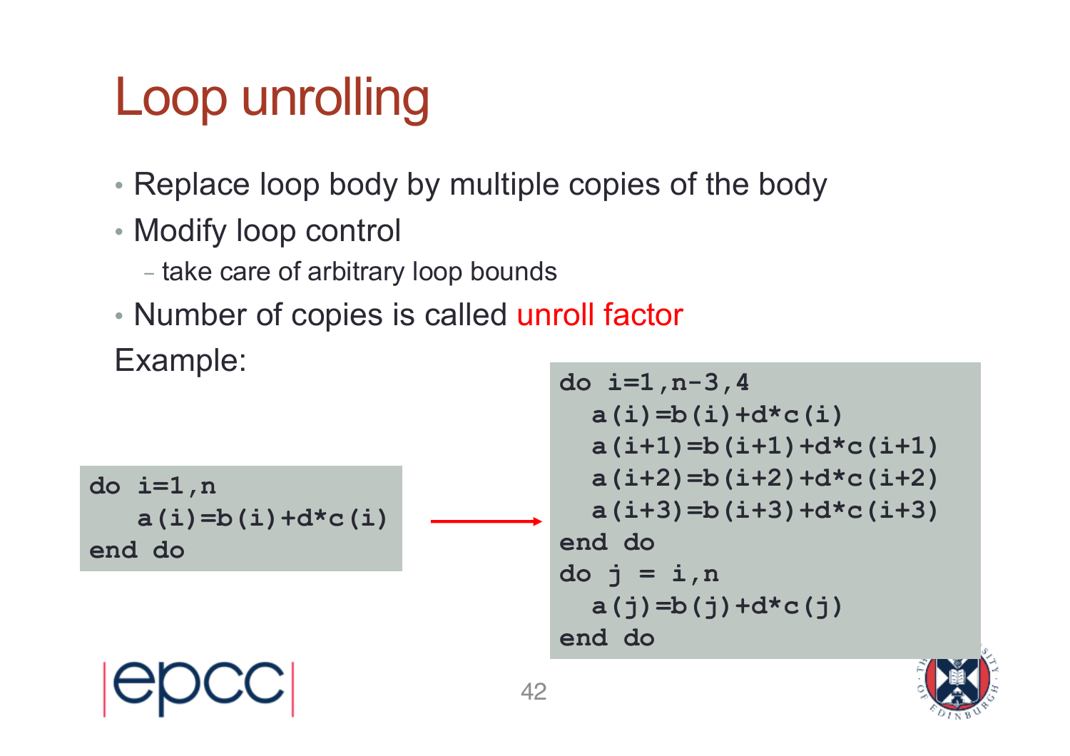# Loop unrolling

- Replace loop body by multiple copies of the body
- Modify loop control
  - take care of arbitrary loop bounds
- Number of copies is called unroll factor

Example:

```
do i=1,n
   a(i)=b(i)+d*c(i)
end do
```

→

```
do i=1,n-3,4
  a(i)=b(i)+d*c(i)
  a(i+1)=b(i+1)+d*c(i+1)
  a(i+2)=b(i+2)+d*c(i+2)
  a(i+3)=b(i+3)+d*c(i+3)
end do
do j = i,n
  a(j)=b(j)+d*c(j)
end do
```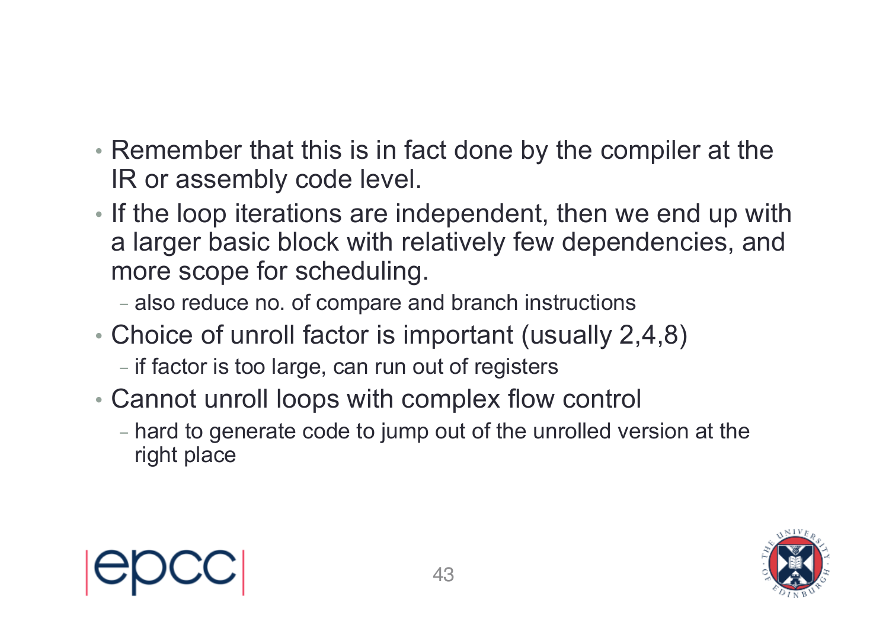- Remember that this is in fact done by the compiler at the IR or assembly code level.
- If the loop iterations are independent, then we end up with a larger basic block with relatively few dependencies, and more scope for scheduling.
  - also reduce no. of compare and branch instructions
- Choice of unroll factor is important (usually 2,4,8)
  - if factor is too large, can run out of registers
- Cannot unroll loops with complex flow control
  - hard to generate code to jump out of the unrolled version at the right place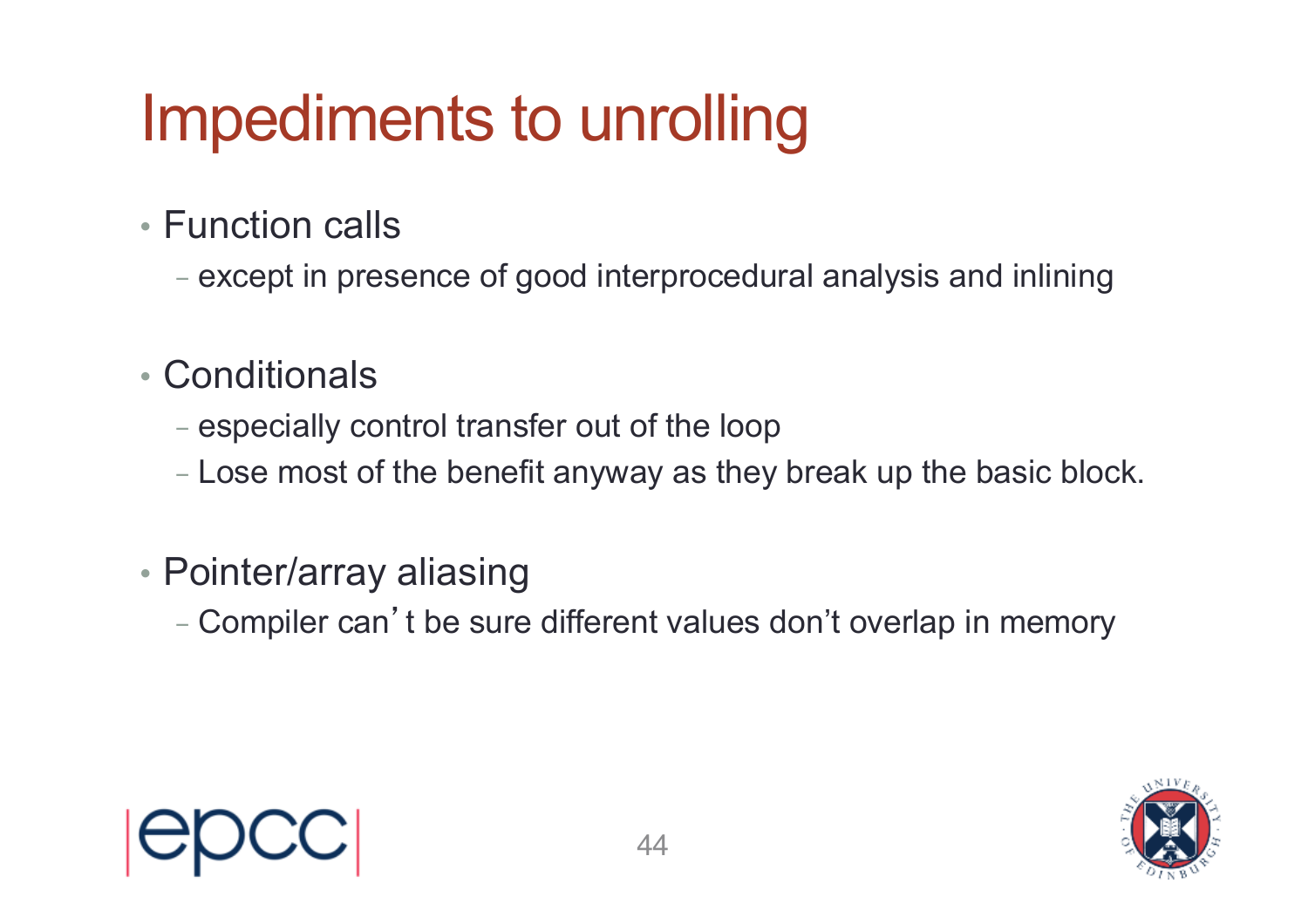# Impediments to unrolling

- Function calls
  - except in presence of good interprocedural analysis and inlining
- Conditionals
  - especially control transfer out of the loop
  - Lose most of the benefit anyway as they break up the basic block.
- Pointer/array aliasing
  - Compiler can't be sure different values don't overlap in memory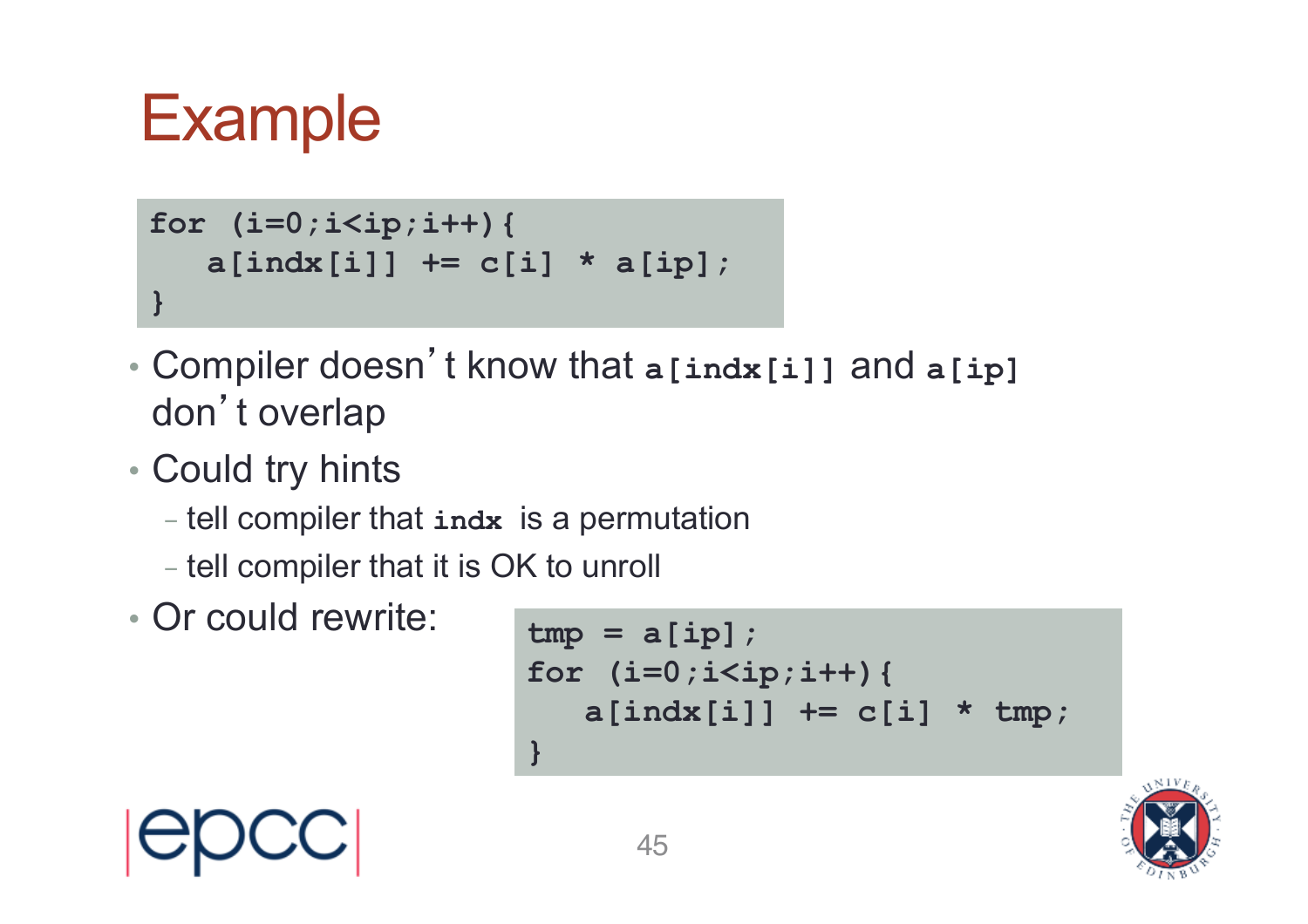# Example

```
for (i=0;i<ip;i++){
   a[indx[i]] += c[i] * a[ip];
}
```

- Compiler doesn't know that `a[indx[i]]` and `a[ip]` don't overlap
- Could try hints
  - tell compiler that `indx` is a permutation
  - tell compiler that it is OK to unroll
- Or could rewrite:

```
tmp = a[ip];
for (i=0;i<ip;i++){
   a[indx[i]] += c[i] * tmp;
}
```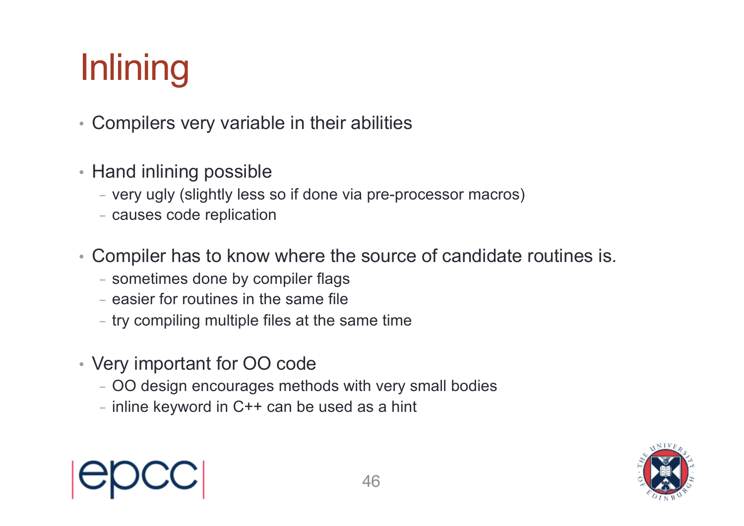# Inlining

- Compilers very variable in their abilities

- Hand inlining possible
  - very ugly (slightly less so if done via pre-processor macros)
  - causes code replication

- Compiler has to know where the source of candidate routines is.
  - sometimes done by compiler flags
  - easier for routines in the same file
  - try compiling multiple files at the same time

- Very important for OO code
  - OO design encourages methods with very small bodies
  - inline keyword in C++ can be used as a hint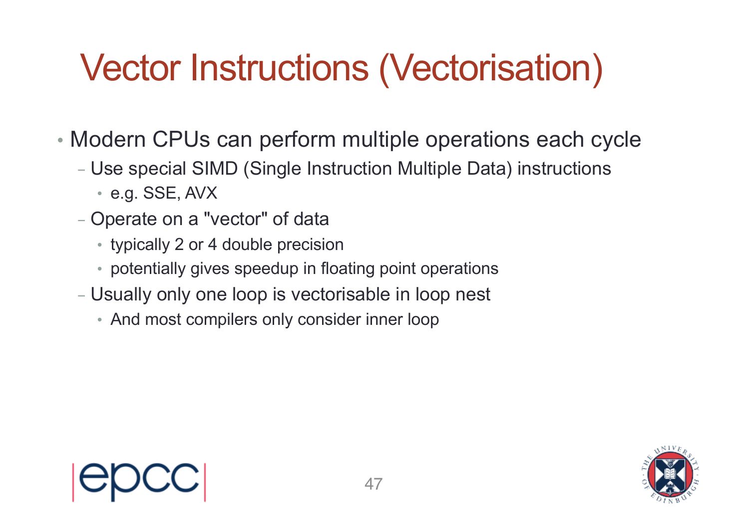# Vector Instructions (Vectorisation)

- Modern CPUs can perform multiple operations each cycle
  - Use special SIMD (Single Instruction Multiple Data) instructions
    - e.g. SSE, AVX
  - Operate on a "vector" of data
    - typically 2 or 4 double precision
    - potentially gives speedup in floating point operations
  - Usually only one loop is vectorisable in loop nest
    - And most compilers only consider inner loop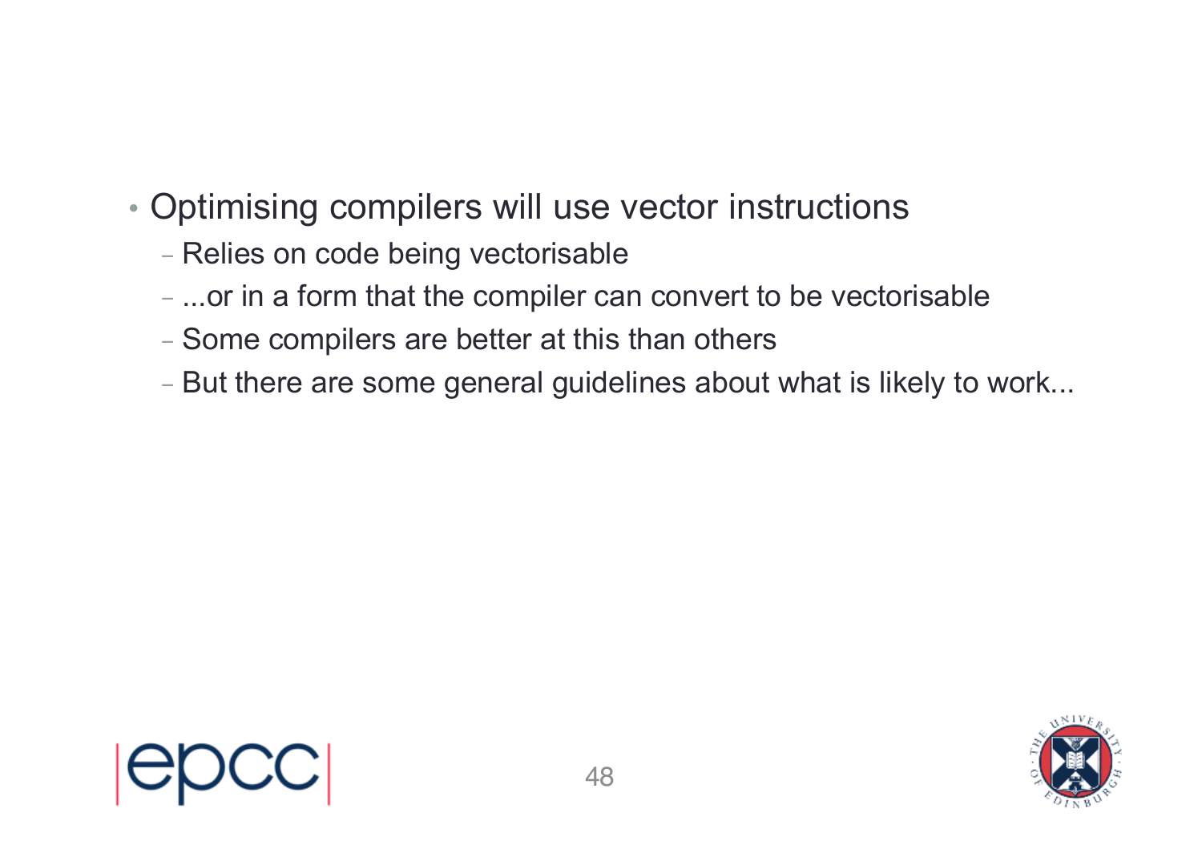- Optimising compilers will use vector instructions
  - Relies on code being vectorisable
  - ...or in a form that the compiler can convert to be vectorisable
  - Some compilers are better at this than others
  - But there are some general guidelines about what is likely to work...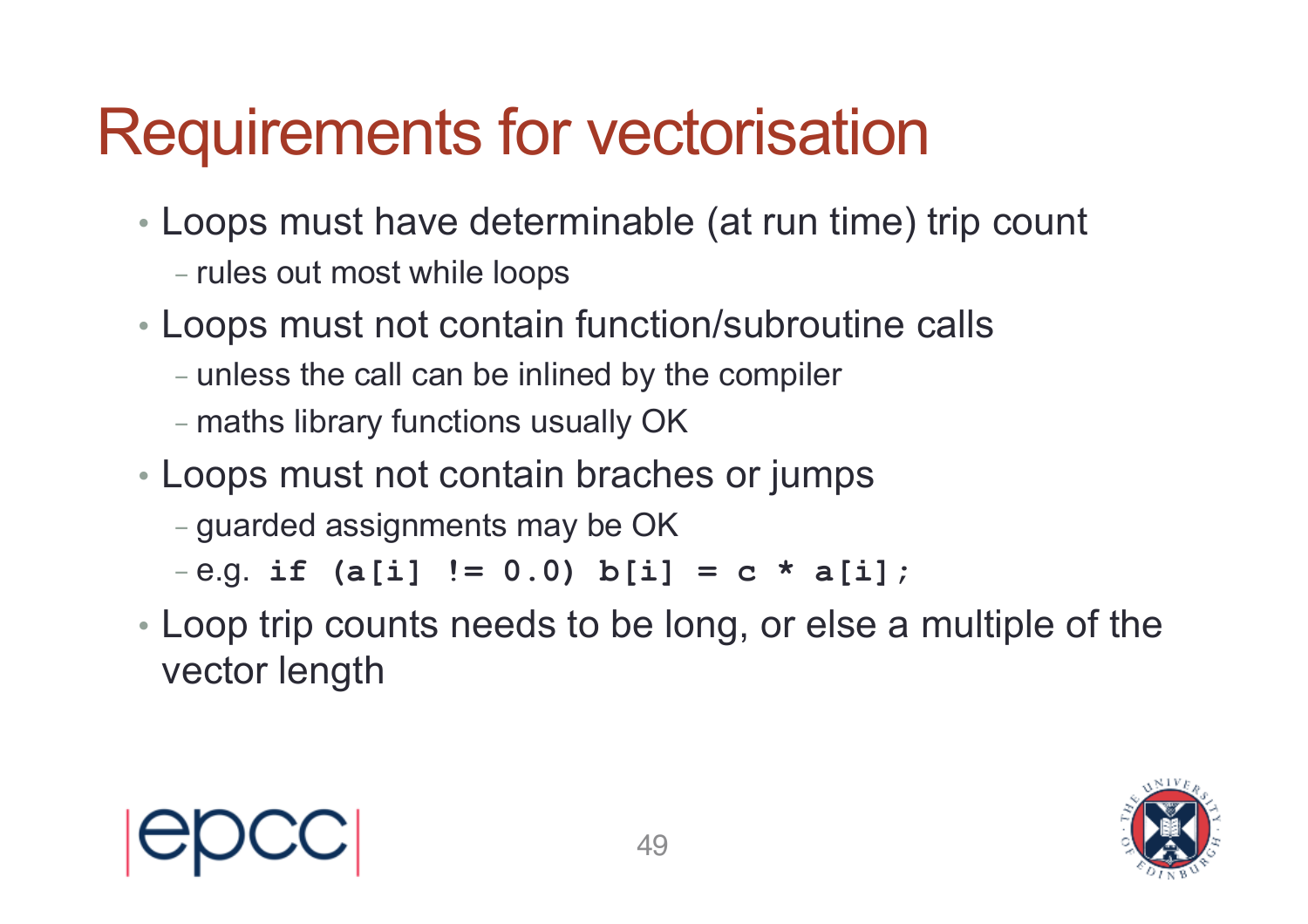# Requirements for vectorisation

- Loops must have determinable (at run time) trip count
  - rules out most while loops
- Loops must not contain function/subroutine calls
  - unless the call can be inlined by the compiler
  - maths library functions usually OK
- Loops must not contain braches or jumps
  - guarded assignments may be OK
  - e.g. **`if (a[i] != 0.0) b[i] = c * a[i];`**
- Loop trip counts needs to be long, or else a multiple of the vector length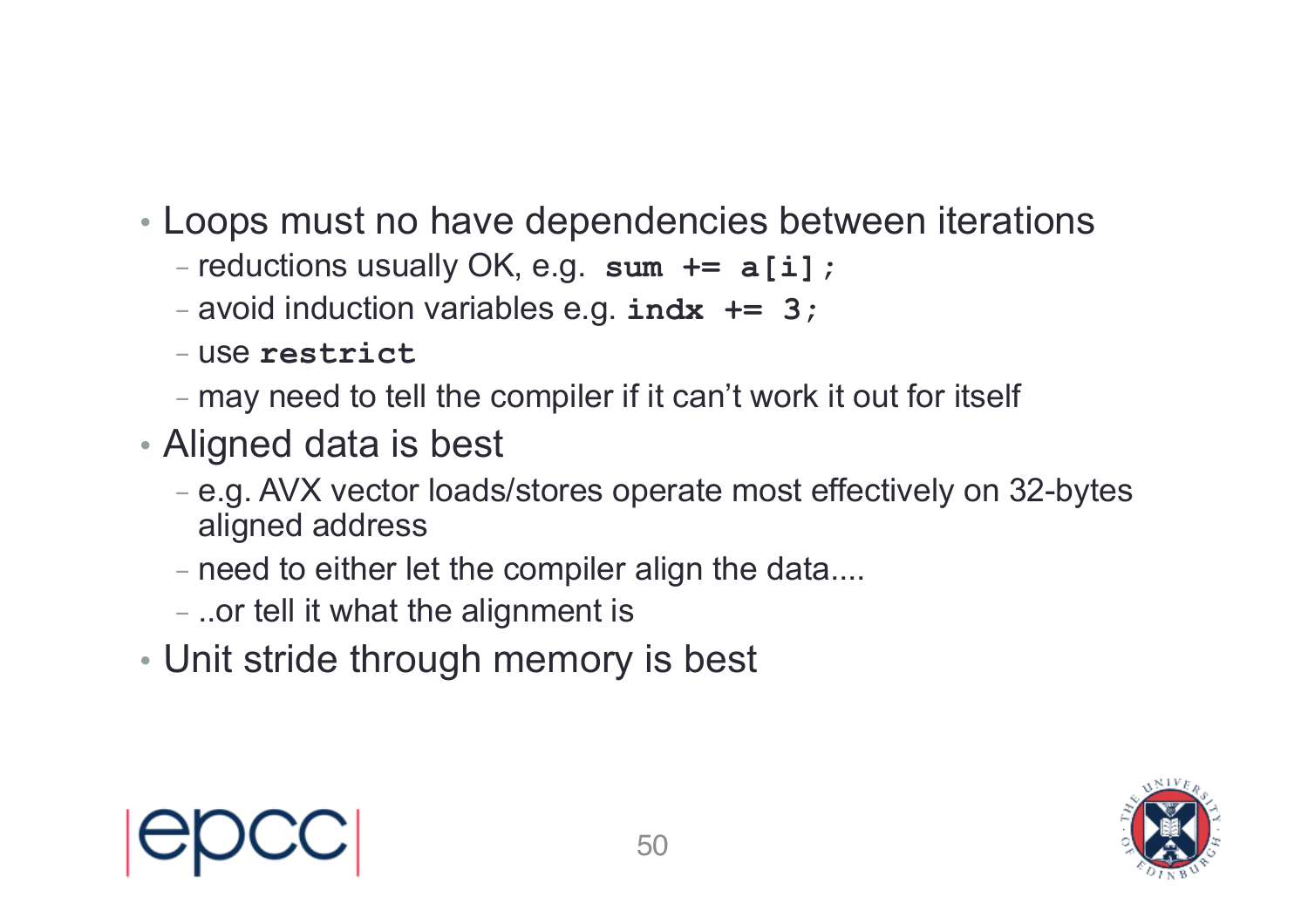- Loops must no have dependencies between iterations
  - reductions usually OK, e.g. `sum += a[i];`
  - avoid induction variables e.g. `indx += 3;`
  - use `restrict`
  - may need to tell the compiler if it can't work it out for itself
- Aligned data is best
  - e.g. AVX vector loads/stores operate most effectively on 32-bytes aligned address
  - need to either let the compiler align the data....
  - ..or tell it what the alignment is
- Unit stride through memory is best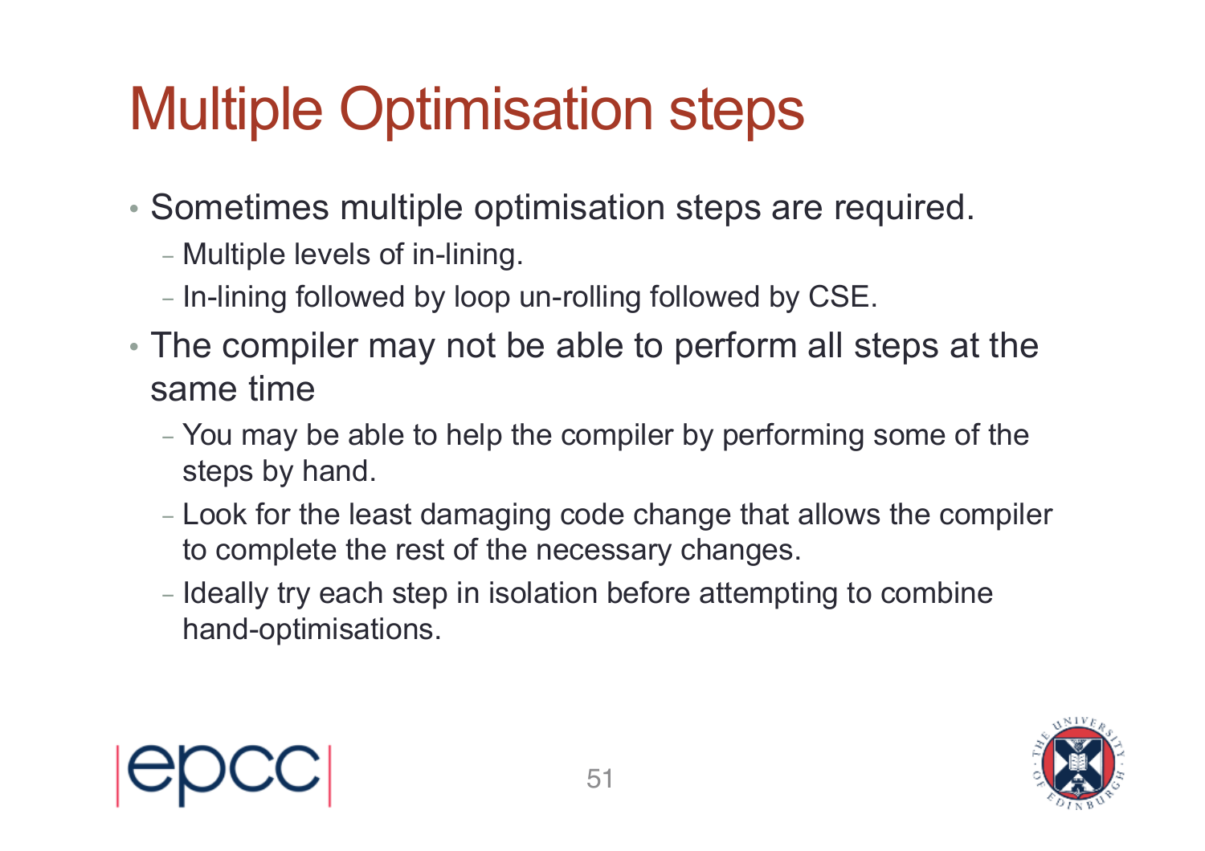# Multiple Optimisation steps

- Sometimes multiple optimisation steps are required.
  - Multiple levels of in-lining.
  - In-lining followed by loop un-rolling followed by CSE.
- The compiler may not be able to perform all steps at the same time
  - You may be able to help the compiler by performing some of the steps by hand.
  - Look for the least damaging code change that allows the compiler to complete the rest of the necessary changes.
  - Ideally try each step in isolation before attempting to combine hand-optimisations.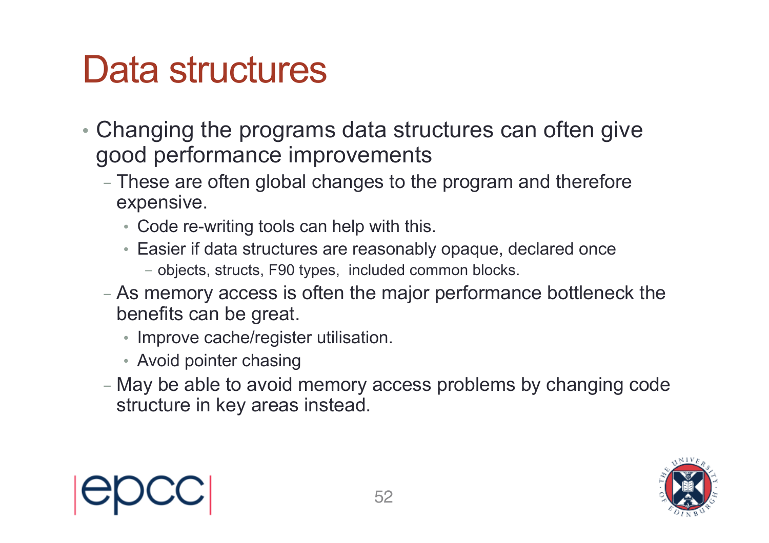# Data structures

- Changing the programs data structures can often give good performance improvements
  - These are often global changes to the program and therefore expensive.
    - Code re-writing tools can help with this.
    - Easier if data structures are reasonably opaque, declared once
      - objects, structs, F90 types, included common blocks.
  - As memory access is often the major performance bottleneck the benefits can be great.
    - Improve cache/register utilisation.
    - Avoid pointer chasing
  - May be able to avoid memory access problems by changing code structure in key areas instead.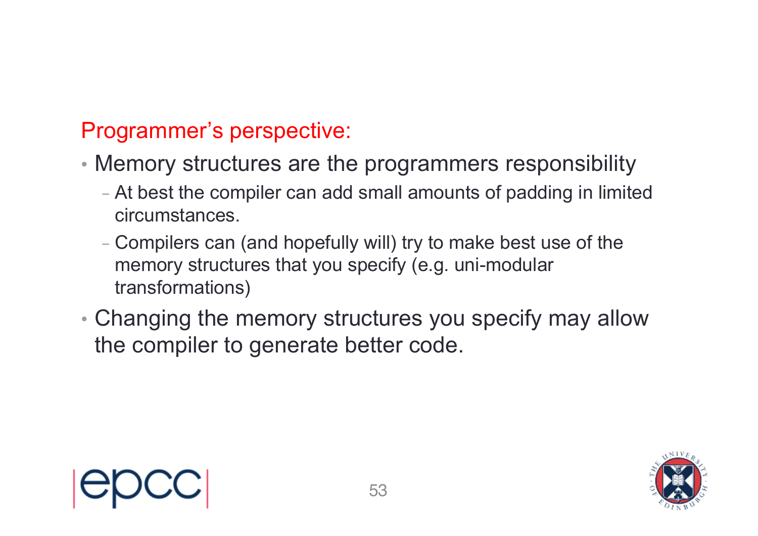## Programmer's perspective:

- Memory structures are the programmers responsibility
  - At best the compiler can add small amounts of padding in limited circumstances.
  - Compilers can (and hopefully will) try to make best use of the memory structures that you specify (e.g. uni-modular transformations)
- Changing the memory structures you specify may allow the compiler to generate better code.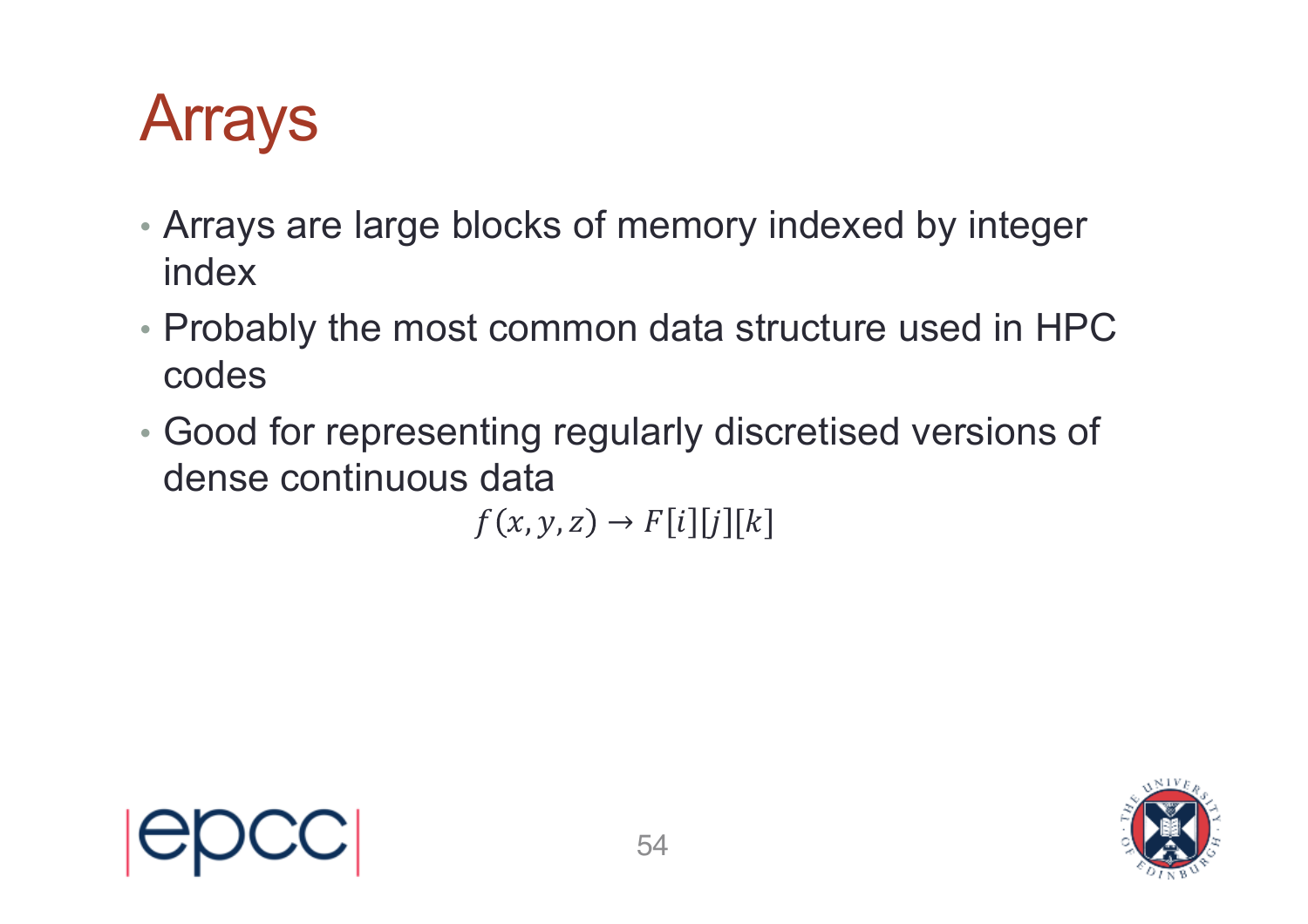# Arrays

- Arrays are large blocks of memory indexed by integer index
- Probably the most common data structure used in HPC codes
- Good for representing regularly discretised versions of dense continuous data

$$f(x, y, z) \rightarrow F[i][j][k]$$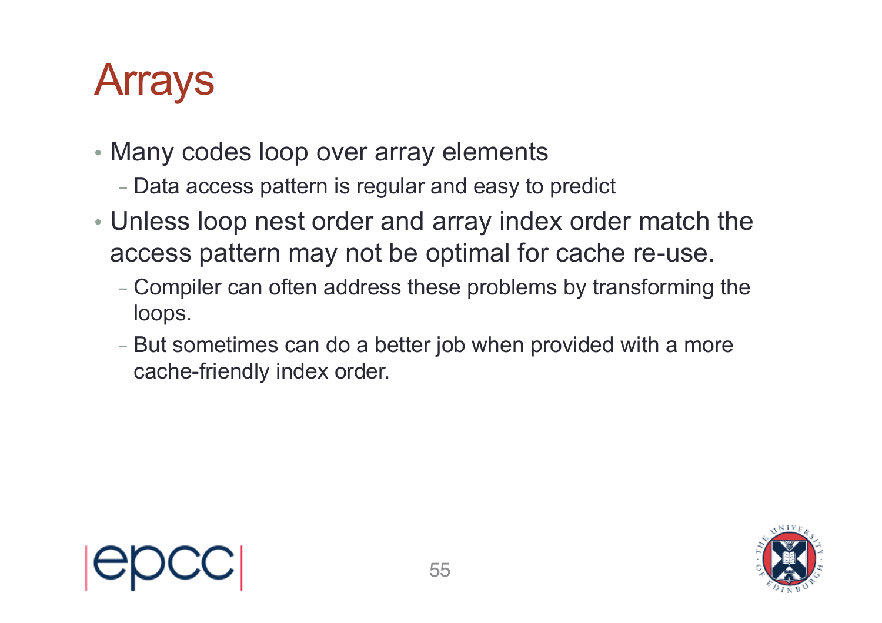# Arrays

- Many codes loop over array elements
  - Data access pattern is regular and easy to predict
- Unless loop nest order and array index order match the access pattern may not be optimal for cache re-use.
  - Compiler can often address these problems by transforming the loops.
  - But sometimes can do a better job when provided with a more cache-friendly index order.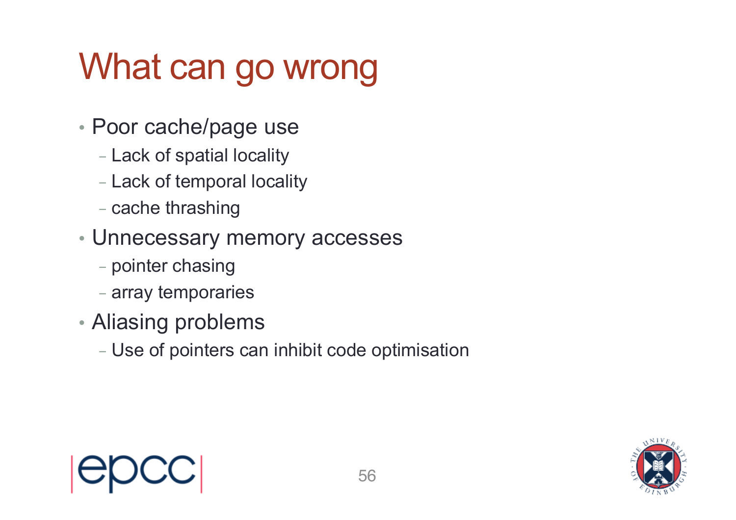# What can go wrong

- Poor cache/page use
  - Lack of spatial locality
  - Lack of temporal locality
  - cache thrashing
- Unnecessary memory accesses
  - pointer chasing
  - array temporaries
- Aliasing problems
  - Use of pointers can inhibit code optimisation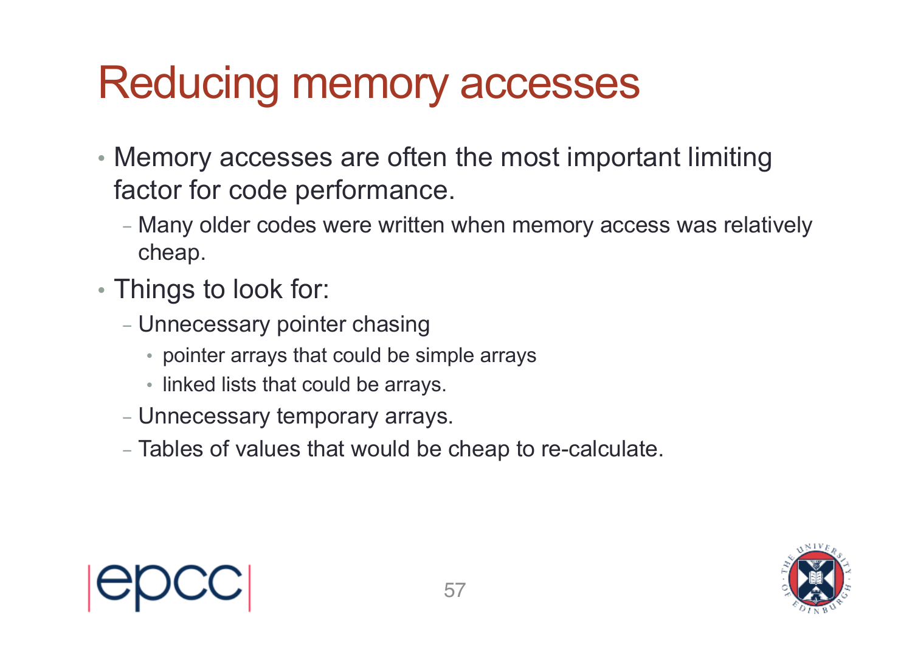# Reducing memory accesses

- Memory accesses are often the most important limiting factor for code performance.
  - Many older codes were written when memory access was relatively cheap.
- Things to look for:
  - Unnecessary pointer chasing
    - pointer arrays that could be simple arrays
    - linked lists that could be arrays.
  - Unnecessary temporary arrays.
  - Tables of values that would be cheap to re-calculate.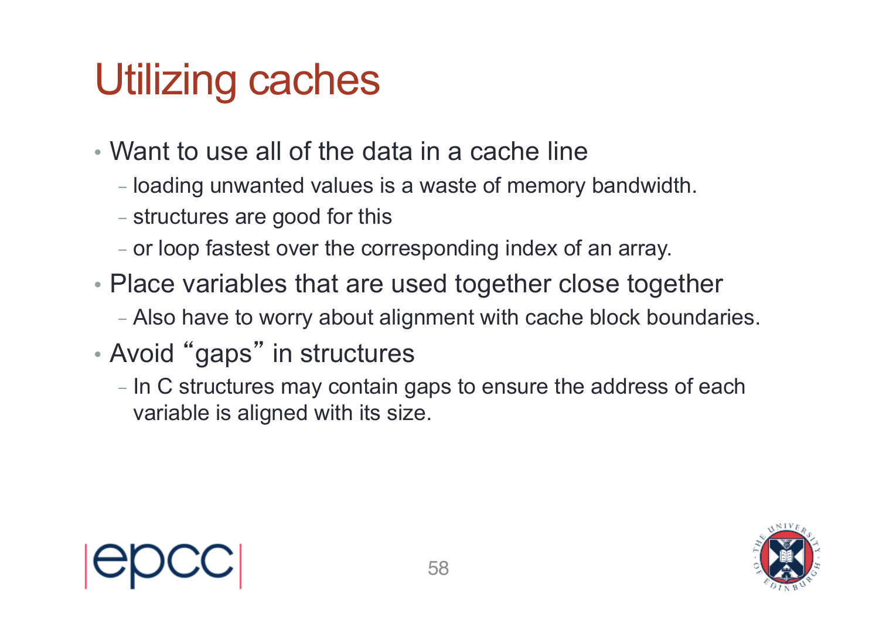# Utilizing caches

- Want to use all of the data in a cache line
  - loading unwanted values is a waste of memory bandwidth.
  - structures are good for this
  - or loop fastest over the corresponding index of an array.
- Place variables that are used together close together
  - Also have to worry about alignment with cache block boundaries.
- Avoid “gaps” in structures
  - In C structures may contain gaps to ensure the address of each variable is aligned with its size.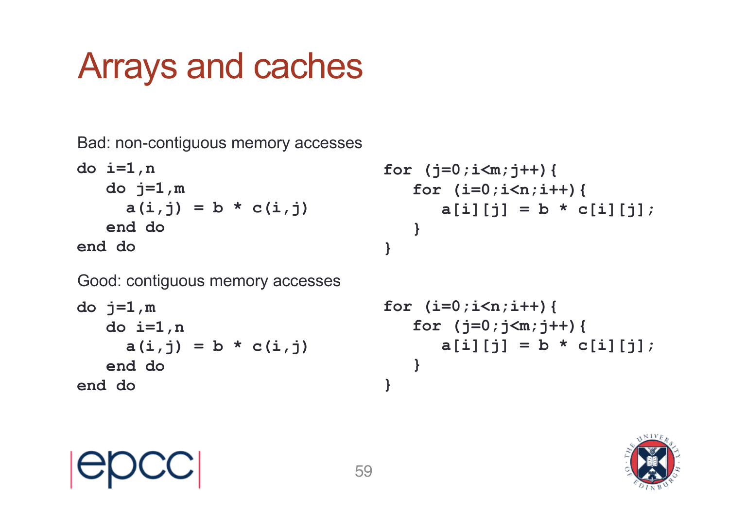# Arrays and caches

Bad: non-contiguous memory accesses

```
do i=1,n
   do j=1,m
     a(i,j) = b * c(i,j)
   end do
end do
```

```
for (j=0;i<m;j++){
   for (i=0;i<n;i++){
      a[i][j] = b * c[i][j];
   }
}
```

Good: contiguous memory accesses

```
do j=1,m
   do i=1,n
     a(i,j) = b * c(i,j)
   end do
end do
```

```
for (i=0;i<n;i++){
   for (j=0;j<m;j++){
      a[i][j] = b * c[i][j];
   }
}
```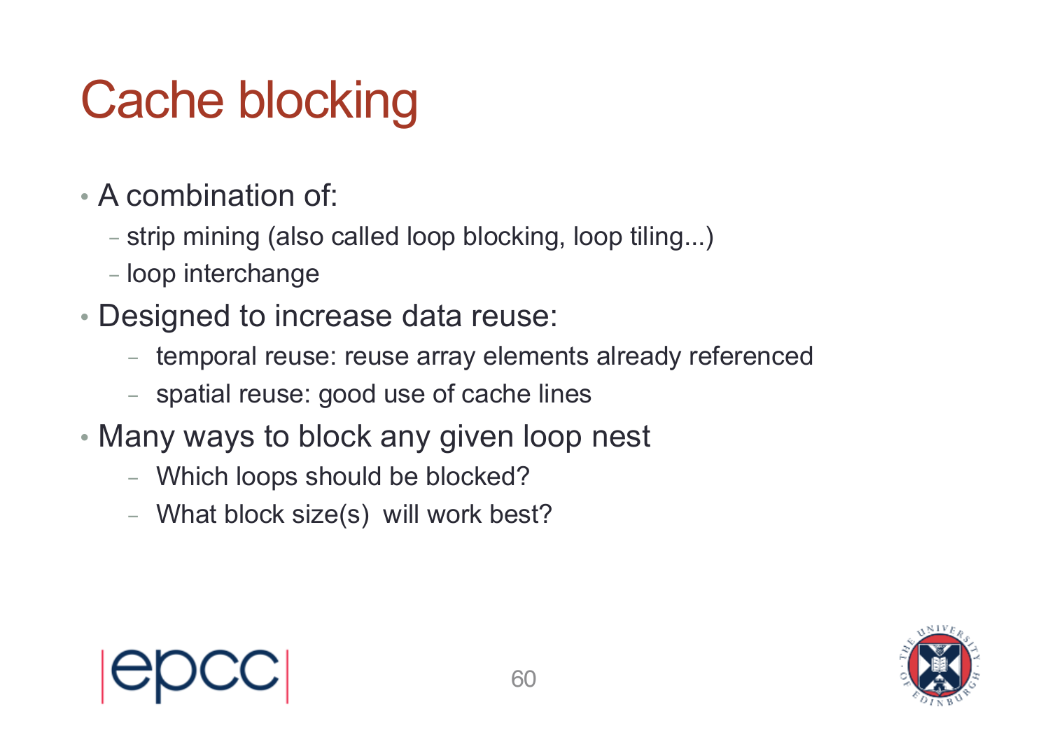# Cache blocking

- A combination of:
  - strip mining (also called loop blocking, loop tiling...)
  - loop interchange
- Designed to increase data reuse:
  - temporal reuse: reuse array elements already referenced
  - spatial reuse: good use of cache lines
- Many ways to block any given loop nest
  - Which loops should be blocked?
  - What block size(s) will work best?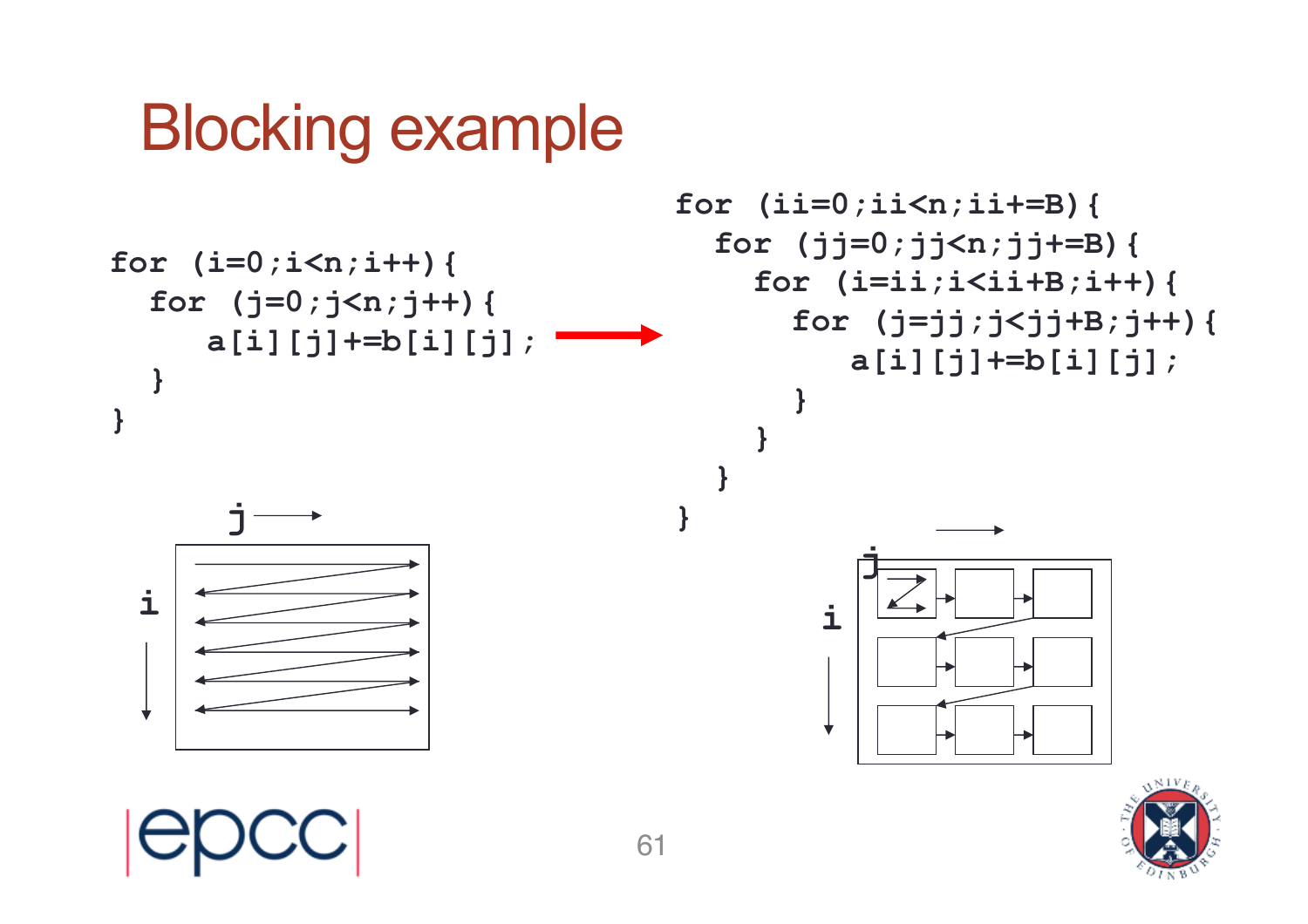# Blocking example

```
for (i=0;i<n;i++){
   for (j=0;j<n;j++){
      a[i][j]+=b[i][j];
   }
}
```

```
for (ii=0;ii<n;ii+=B){
   for (jj=0;jj<n;jj+=B){
      for (i=ii;i<ii+B;i++){
         for (j=jj;j<jj+B;j++){
            a[i][j]+=b[i][j];
         }
      }
   }
}
```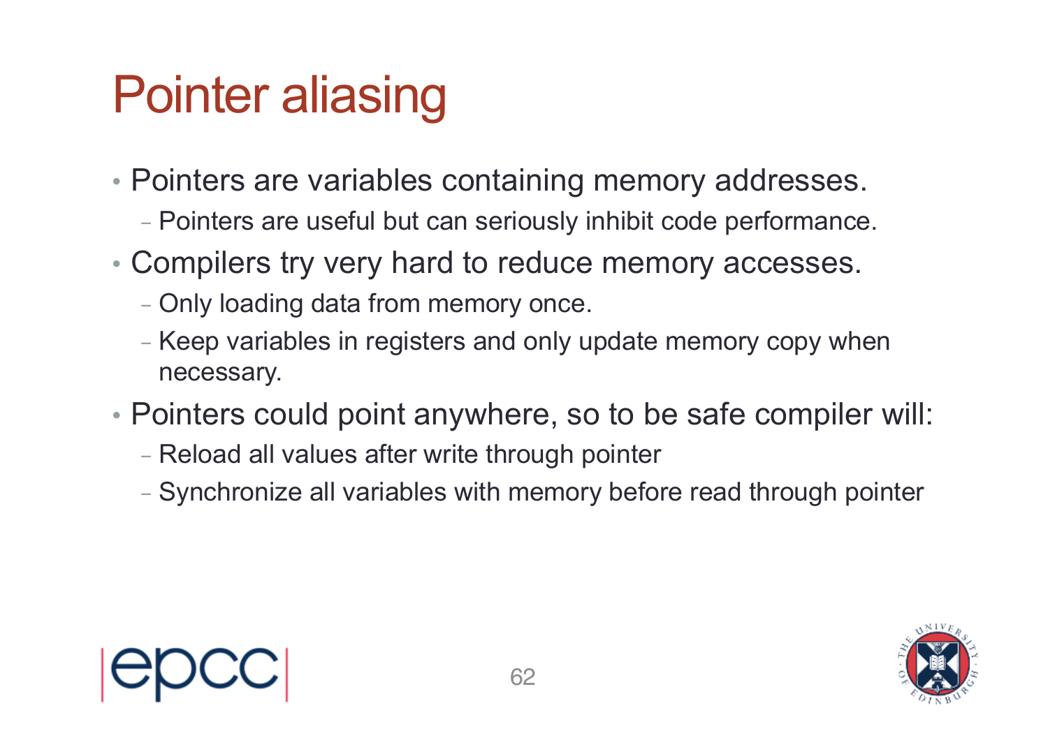# Pointer aliasing

- Pointers are variables containing memory addresses.
  - Pointers are useful but can seriously inhibit code performance.
- Compilers try very hard to reduce memory accesses.
  - Only loading data from memory once.
  - Keep variables in registers and only update memory copy when necessary.
- Pointers could point anywhere, so to be safe compiler will:
  - Reload all values after write through pointer
  - Synchronize all variables with memory before read through pointer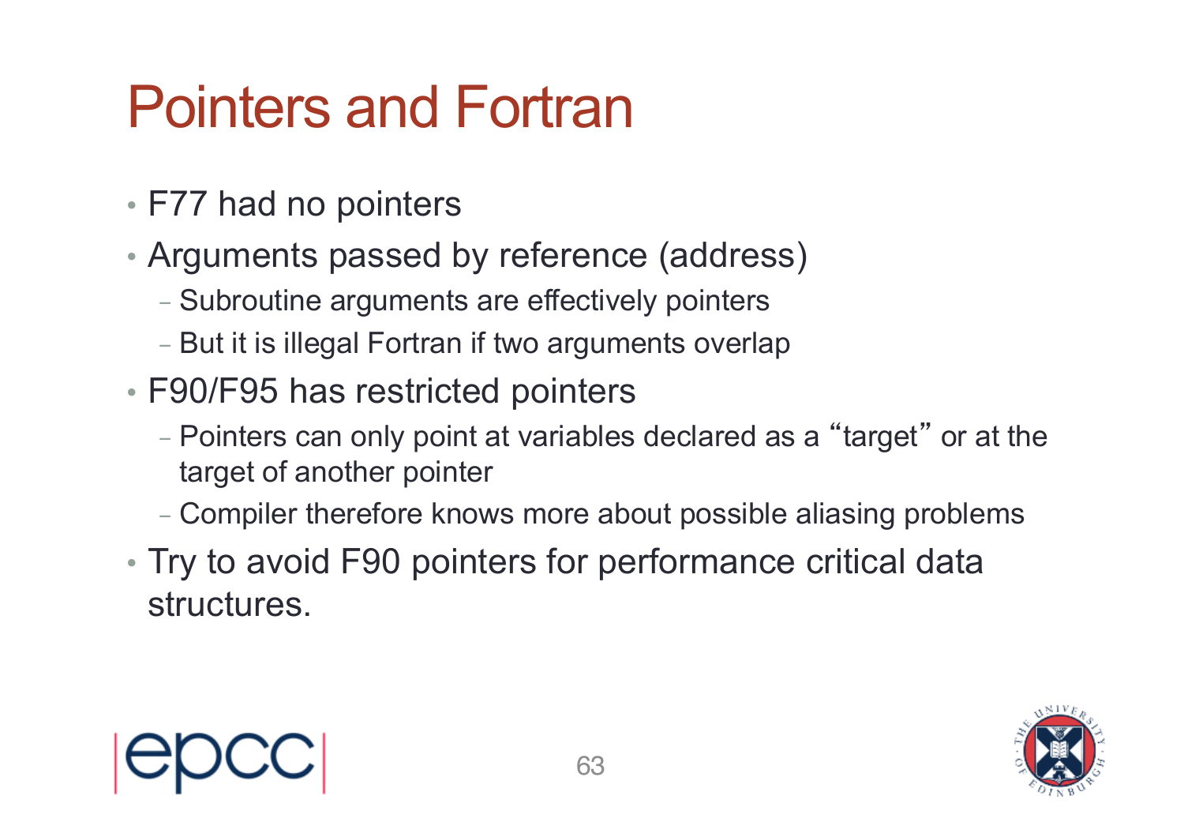# Pointers and Fortran

- F77 had no pointers
- Arguments passed by reference (address)
  - Subroutine arguments are effectively pointers
  - But it is illegal Fortran if two arguments overlap
- F90/F95 has restricted pointers
  - Pointers can only point at variables declared as a "target" or at the target of another pointer
  - Compiler therefore knows more about possible aliasing problems
- Try to avoid F90 pointers for performance critical data structures.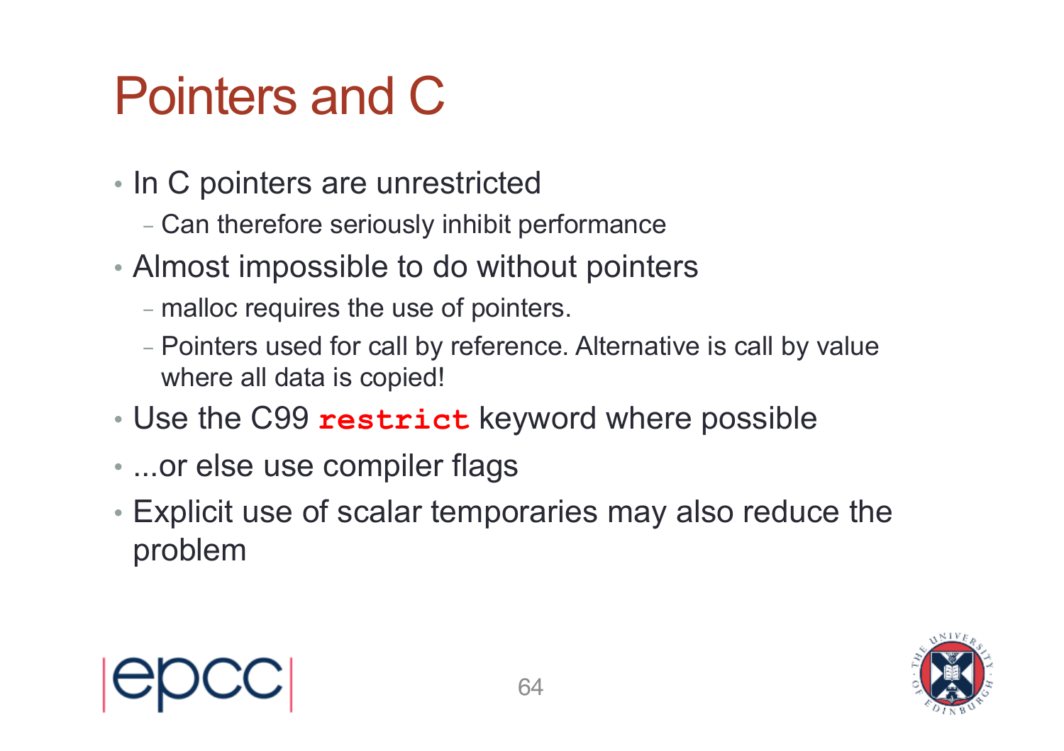# Pointers and C

- In C pointers are unrestricted
  - Can therefore seriously inhibit performance
- Almost impossible to do without pointers
  - malloc requires the use of pointers.
  - Pointers used for call by reference. Alternative is call by value where all data is copied!
- Use the C99 `restrict` keyword where possible
- ...or else use compiler flags
- Explicit use of scalar temporaries may also reduce the problem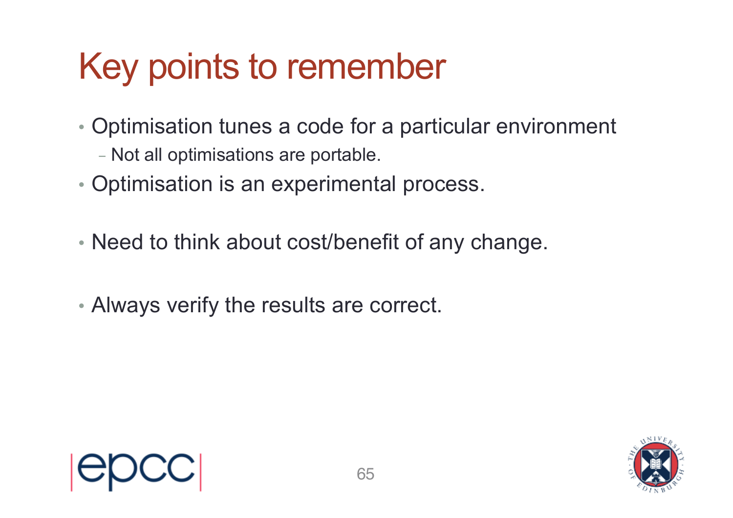# Key points to remember

- Optimisation tunes a code for a particular environment
  - Not all optimisations are portable.
- Optimisation is an experimental process.
- Need to think about cost/benefit of any change.
- Always verify the results are correct.